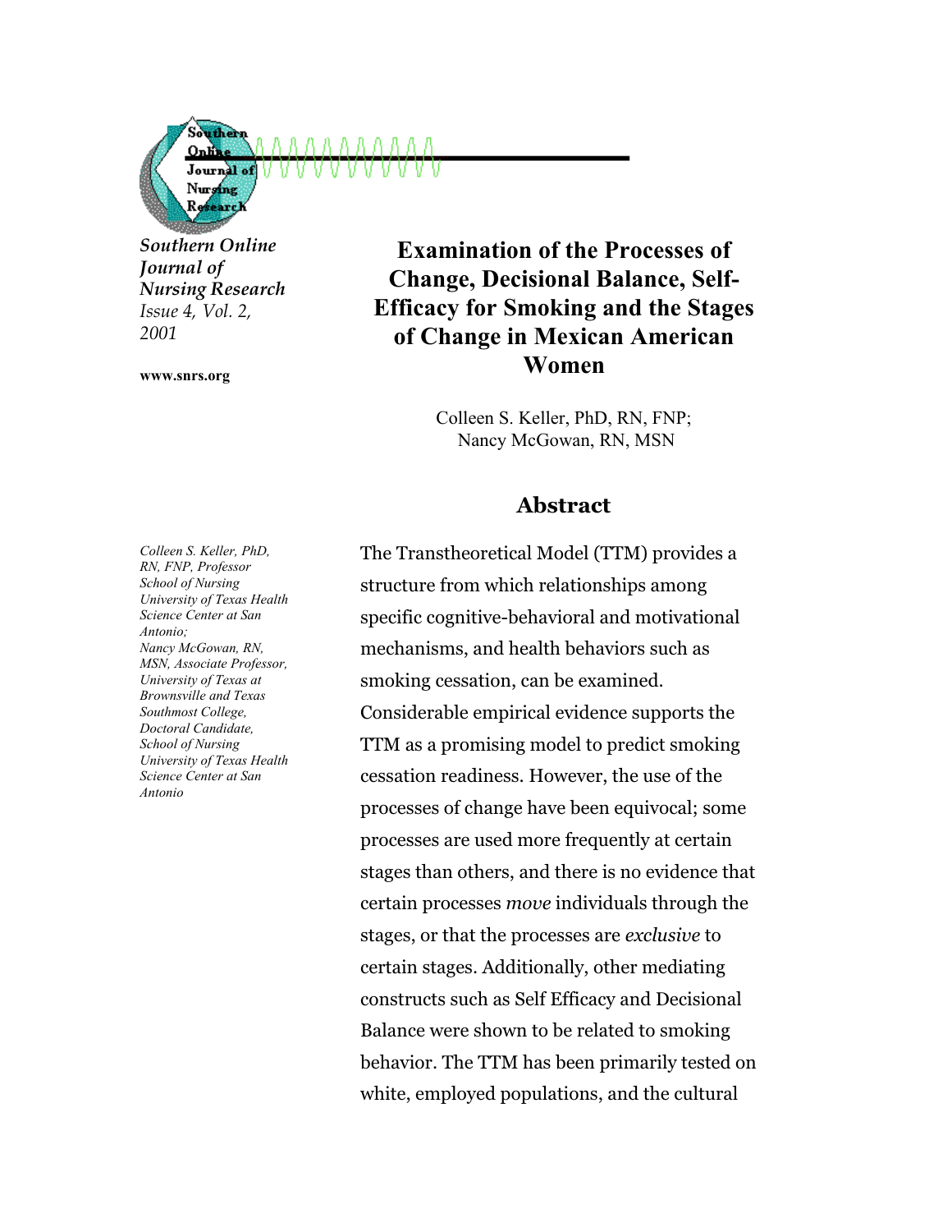Southern Online Journal of Nursing Research
*Issue 4, Vol. 2, 2001*

**www.snrs.org**

# Examination of the Processes of Change, Decisional Balance, Self-Efficacy for Smoking and the Stages of Change in Mexican American Women

Colleen S. Keller, PhD, RN, FNP;
Nancy McGowan, RN, MSN

*Colleen S. Keller, PhD, RN, FNP, Professor School of Nursing University of Texas Health Science Center at San Antonio;*
*Nancy McGowan, RN, MSN, Associate Professor, University of Texas at Brownsville and Texas Southmost College, Doctoral Candidate, School of Nursing University of Texas Health Science Center at San Antonio*

## Abstract

The Transtheoretical Model (TTM) provides a structure from which relationships among specific cognitive-behavioral and motivational mechanisms, and health behaviors such as smoking cessation, can be examined. Considerable empirical evidence supports the TTM as a promising model to predict smoking cessation readiness. However, the use of the processes of change have been equivocal; some processes are used more frequently at certain stages than others, and there is no evidence that certain processes *move* individuals through the stages, or that the processes are *exclusive* to certain stages. Additionally, other mediating constructs such as Self Efficacy and Decisional Balance were shown to be related to smoking behavior. The TTM has been primarily tested on white, employed populations, and the cultural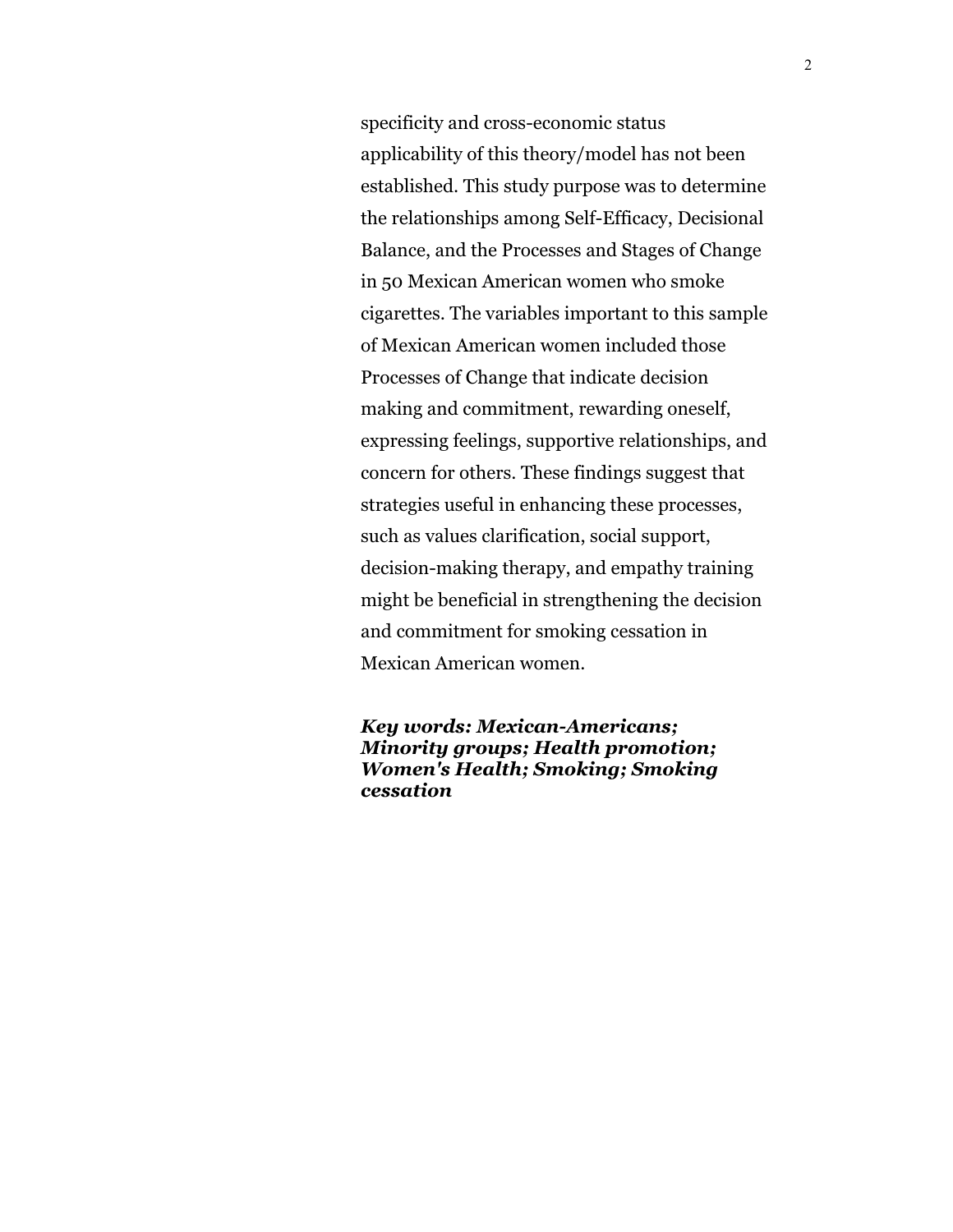specificity and cross-economic status applicability of this theory/model has not been established. This study purpose was to determine the relationships among Self-Efficacy, Decisional Balance, and the Processes and Stages of Change in 50 Mexican American women who smoke cigarettes. The variables important to this sample of Mexican American women included those Processes of Change that indicate decision making and commitment, rewarding oneself, expressing feelings, supportive relationships, and concern for others. These findings suggest that strategies useful in enhancing these processes, such as values clarification, social support, decision-making therapy, and empathy training might be beneficial in strengthening the decision and commitment for smoking cessation in Mexican American women.

***Key words: Mexican-Americans; Minority groups; Health promotion; Women's Health; Smoking; Smoking cessation***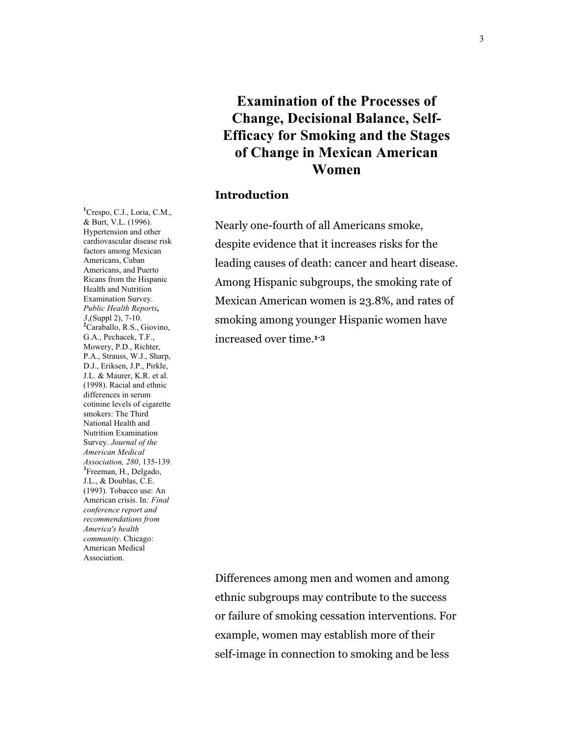# Examination of the Processes of Change, Decisional Balance, Self-Efficacy for Smoking and the Stages of Change in Mexican American Women

## Introduction

Nearly one-fourth of all Americans smoke, despite evidence that it increases risks for the leading causes of death: cancer and heart disease. Among Hispanic subgroups, the smoking rate of Mexican American women is 23.8%, and rates of smoking among younger Hispanic women have increased over time.[1-3]

[1]Crespo, C.J., Loria, C.M., & Burt, V.L. (1996). Hypertension and other cardiovascular disease risk factors among Mexican Americans, Cuban Americans, and Puerto Ricans from the Hispanic Health and Nutrition Examination Survey. *Public Health Reports, 3*,(Suppl 2), 7-10.
[2]Caraballo, R.S., Giovino, G.A., Pechacek, T.F., Mowery, P.D., Richter, P.A., Strauss, W.J., Sharp, D.J., Eriksen, J.P., Pirkle, J.L. & Maurer, K.R. et al. (1998). Racial and ethnic differences in serum cotinine levels of cigarette smokers: The Third National Health and Nutrition Examination Survey. *Journal of the American Medical Association, 280*, 135-139.
[3]Freeman, H., Delgado, J.L., & Doublas, C.E. (1993). Tobacco use: An American crisis. In*: Final conference report and recommendations from America's health community.* Chicago: American Medical Association.

Differences among men and women and among ethnic subgroups may contribute to the success or failure of smoking cessation interventions. For example, women may establish more of their self-image in connection to smoking and be less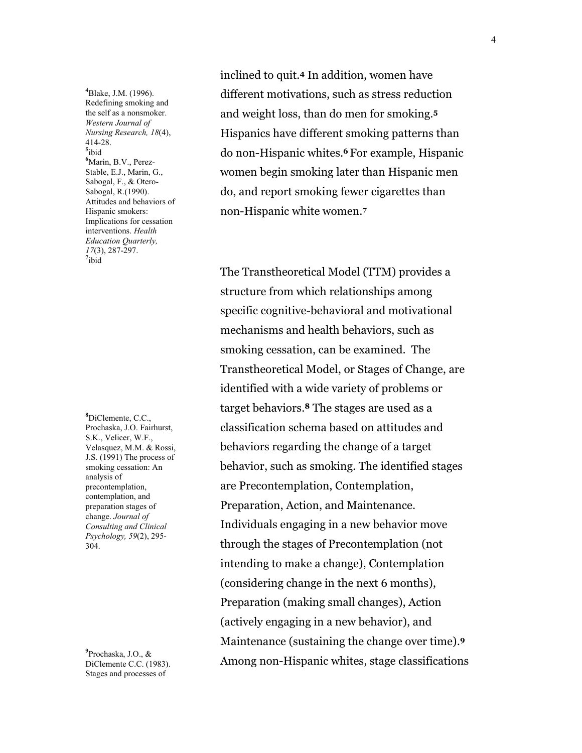inclined to quit.[4] In addition, women have different motivations, such as stress reduction and weight loss, than do men for smoking.[5] Hispanics have different smoking patterns than do non-Hispanic whites.[6] For example, Hispanic women begin smoking later than Hispanic men do, and report smoking fewer cigarettes than non-Hispanic white women.[7]

[4]Blake, J.M. (1996). Redefining smoking and the self as a nonsmoker. *Western Journal of Nursing Research, 18*(4), 414-28.

[5]ibid

[6]Marin, B.V., Perez-Stable, E.J., Marin, G., Sabogal, F., & Otero-Sabogal, R.(1990). Attitudes and behaviors of Hispanic smokers: Implications for cessation interventions. *Health Education Quarterly, 17*(3), 287-297.

[7]ibid

The Transtheoretical Model (TTM) provides a structure from which relationships among specific cognitive-behavioral and motivational mechanisms and health behaviors, such as smoking cessation, can be examined. The Transtheoretical Model, or Stages of Change, are identified with a wide variety of problems or target behaviors.[8] The stages are used as a classification schema based on attitudes and behaviors regarding the change of a target behavior, such as smoking. The identified stages are Precontemplation, Contemplation, Preparation, Action, and Maintenance. Individuals engaging in a new behavior move through the stages of Precontemplation (not intending to make a change), Contemplation (considering change in the next 6 months), Preparation (making small changes), Action (actively engaging in a new behavior), and Maintenance (sustaining the change over time).[9] Among non-Hispanic whites, stage classifications

[8]DiClemente, C.C., Prochaska, J.O. Fairhurst, S.K., Velicer, W.F., Velasquez, M.M. & Rossi, J.S. (1991) The process of smoking cessation: An analysis of precontemplation, contemplation, and preparation stages of change. *Journal of Consulting and Clinical Psychology, 59*(2), 295-304.

[9]Prochaska, J.O., & DiClemente C.C. (1983). Stages and processes of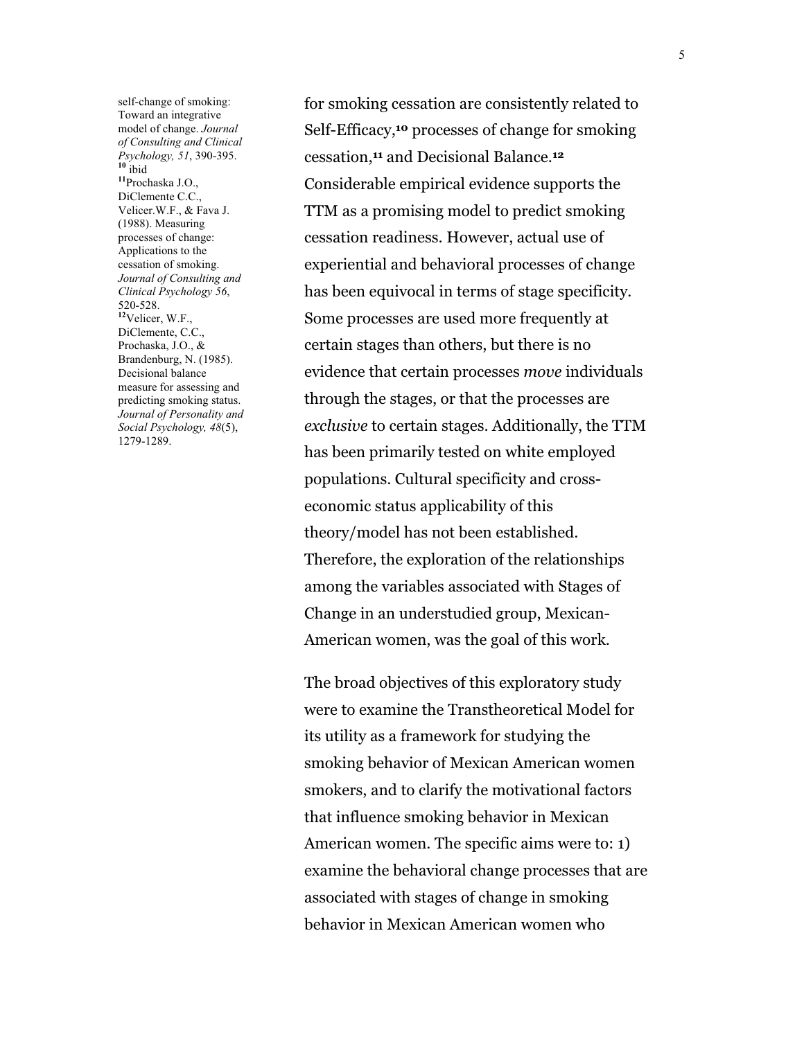for smoking cessation are consistently related to Self-Efficacy,[10] processes of change for smoking cessation,[11] and Decisional Balance.[12] Considerable empirical evidence supports the TTM as a promising model to predict smoking cessation readiness. However, actual use of experiential and behavioral processes of change has been equivocal in terms of stage specificity. Some processes are used more frequently at certain stages than others, but there is no evidence that certain processes *move* individuals through the stages, or that the processes are *exclusive* to certain stages. Additionally, the TTM has been primarily tested on white employed populations. Cultural specificity and cross-economic status applicability of this theory/model has not been established. Therefore, the exploration of the relationships among the variables associated with Stages of Change in an understudied group, Mexican-American women, was the goal of this work.

The broad objectives of this exploratory study were to examine the Transtheoretical Model for its utility as a framework for studying the smoking behavior of Mexican American women smokers, and to clarify the motivational factors that influence smoking behavior in Mexican American women. The specific aims were to: 1) examine the behavioral change processes that are associated with stages of change in smoking behavior in Mexican American women who

---

self-change of smoking: Toward an integrative model of change. *Journal of Consulting and Clinical Psychology, 51*, 390-395.

[10] ibid

[11] Prochaska J.O., DiClemente C.C., Velicer.W.F., & Fava J. (1988). Measuring processes of change: Applications to the cessation of smoking. *Journal of Consulting and Clinical Psychology 56*, 520-528.

[12] Velicer, W.F., DiClemente, C.C., Prochaska, J.O., & Brandenburg, N. (1985). Decisional balance measure for assessing and predicting smoking status. *Journal of Personality and Social Psychology, 48*(5), 1279-1289.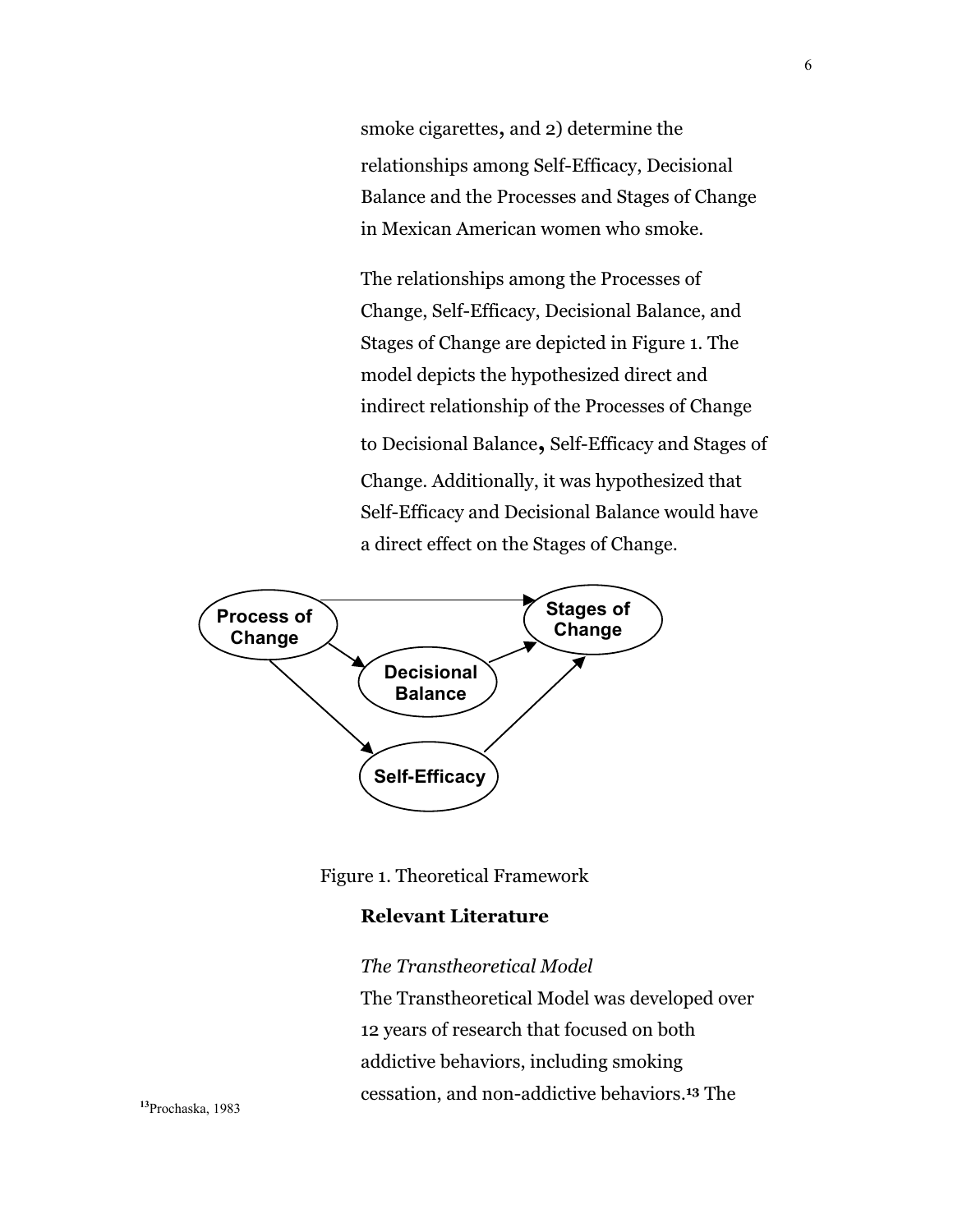smoke cigarettes, and 2) determine the relationships among Self-Efficacy, Decisional Balance and the Processes and Stages of Change in Mexican American women who smoke.

The relationships among the Processes of Change, Self-Efficacy, Decisional Balance, and Stages of Change are depicted in Figure 1. The model depicts the hypothesized direct and indirect relationship of the Processes of Change to Decisional Balance, Self-Efficacy and Stages of Change. Additionally, it was hypothesized that Self-Efficacy and Decisional Balance would have a direct effect on the Stages of Change.

Process of Change

Stages of Change

Decisional Balance

Self-Efficacy

Figure 1. Theoretical Framework

## Relevant Literature

### *The Transtheoretical Model*

The Transtheoretical Model was developed over 12 years of research that focused on both addictive behaviors, including smoking cessation, and non-addictive behaviors.[13] The

[13] Prochaska, 1983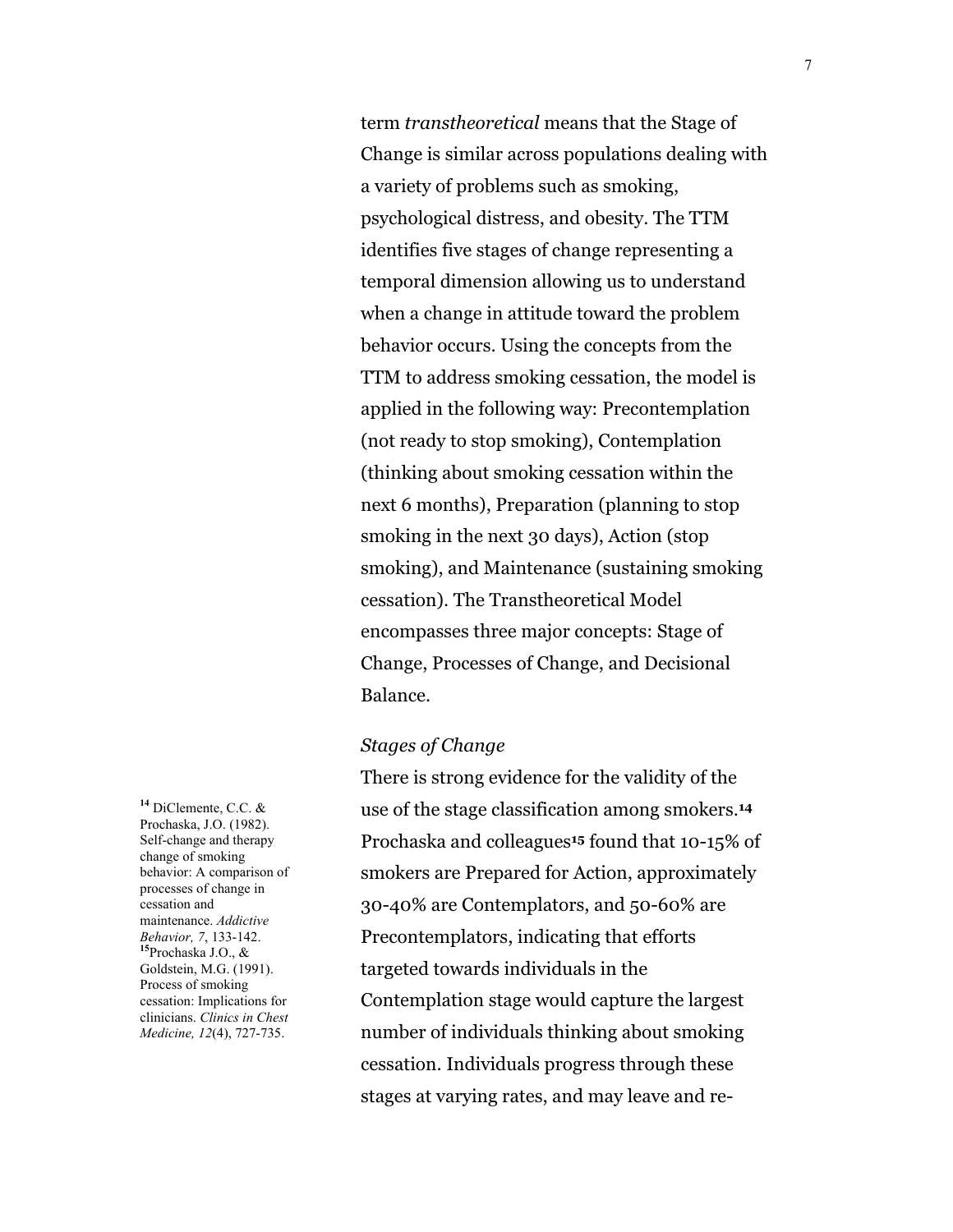term *transtheoretical* means that the Stage of Change is similar across populations dealing with a variety of problems such as smoking, psychological distress, and obesity. The TTM identifies five stages of change representing a temporal dimension allowing us to understand when a change in attitude toward the problem behavior occurs. Using the concepts from the TTM to address smoking cessation, the model is applied in the following way: Precontemplation (not ready to stop smoking), Contemplation (thinking about smoking cessation within the next 6 months), Preparation (planning to stop smoking in the next 30 days), Action (stop smoking), and Maintenance (sustaining smoking cessation). The Transtheoretical Model encompasses three major concepts: Stage of Change, Processes of Change, and Decisional Balance.

*Stages of Change*

There is strong evidence for the validity of the use of the stage classification among smokers.[14] Prochaska and colleagues[15] found that 10-15% of smokers are Prepared for Action, approximately 30-40% are Contemplators, and 50-60% are Precontemplators, indicating that efforts targeted towards individuals in the Contemplation stage would capture the largest number of individuals thinking about smoking cessation. Individuals progress through these stages at varying rates, and may leave and re-

[14] DiClemente, C.C. & Prochaska, J.O. (1982). Self-change and therapy change of smoking behavior: A comparison of processes of change in cessation and maintenance. *Addictive Behavior, 7*, 133-142.

[15] Prochaska J.O., & Goldstein, M.G. (1991). Process of smoking cessation: Implications for clinicians. *Clinics in Chest Medicine, 12*(4), 727-735.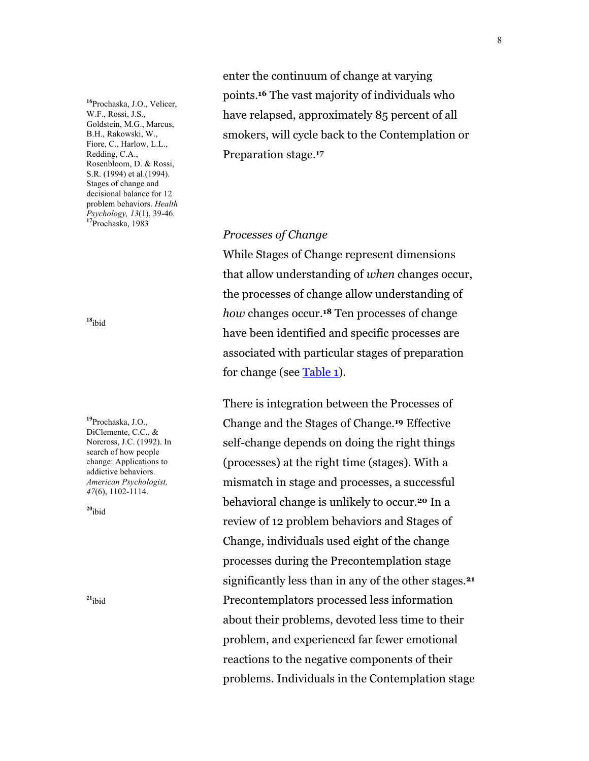enter the continuum of change at varying points.[16] The vast majority of individuals who have relapsed, approximately 85 percent of all smokers, will cycle back to the Contemplation or Preparation stage.[17]

### *Processes of Change*

While Stages of Change represent dimensions that allow understanding of *when* changes occur, the processes of change allow understanding of *how* changes occur.[18] Ten processes of change have been identified and specific processes are associated with particular stages of preparation for change (see Table 1).

There is integration between the Processes of Change and the Stages of Change.[19] Effective self-change depends on doing the right things (processes) at the right time (stages). With a mismatch in stage and processes, a successful behavioral change is unlikely to occur.[20] In a review of 12 problem behaviors and Stages of Change, individuals used eight of the change processes during the Precontemplation stage significantly less than in any of the other stages.[21] Precontemplators processed less information about their problems, devoted less time to their problem, and experienced far fewer emotional reactions to the negative components of their problems. Individuals in the Contemplation stage

---

[16] Prochaska, J.O., Velicer, W.F., Rossi, J.S., Goldstein, M.G., Marcus, B.H., Rakowski, W., Fiore, C., Harlow, L.L., Redding, C.A., Rosenbloom, D. & Rossi, S.R. (1994) et al.(1994). Stages of change and decisional balance for 12 problem behaviors. *Health Psychology, 13*(1), 39-46.

[17] Prochaska, 1983

[18] ibid

[19] Prochaska, J.O., DiClemente, C.C., & Norcross, J.C. (1992). In search of how people change: Applications to addictive behaviors. *American Psychologist, 47*(6), 1102-1114.

[20] ibid

[21] ibid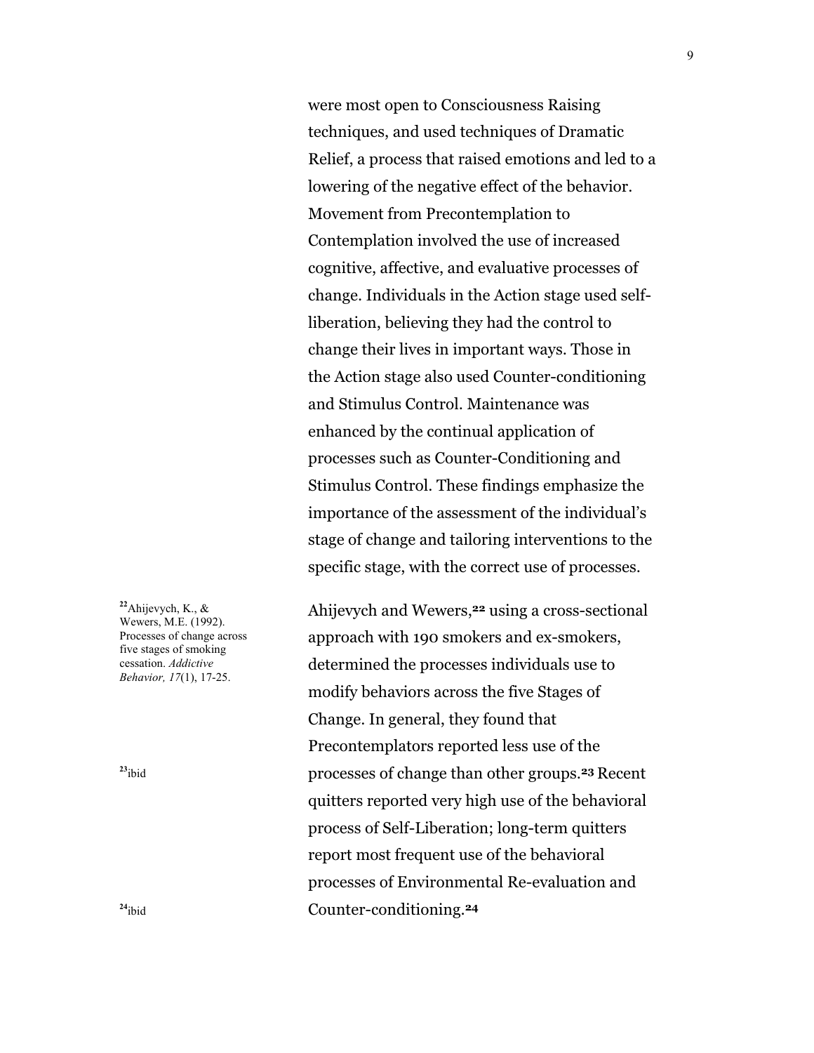were most open to Consciousness Raising techniques, and used techniques of Dramatic Relief, a process that raised emotions and led to a lowering of the negative effect of the behavior. Movement from Precontemplation to Contemplation involved the use of increased cognitive, affective, and evaluative processes of change. Individuals in the Action stage used self-liberation, believing they had the control to change their lives in important ways. Those in the Action stage also used Counter-conditioning and Stimulus Control. Maintenance was enhanced by the continual application of processes such as Counter-Conditioning and Stimulus Control. These findings emphasize the importance of the assessment of the individual's stage of change and tailoring interventions to the specific stage, with the correct use of processes.

Ahijevych and Wewers,[22] using a cross-sectional approach with 190 smokers and ex-smokers, determined the processes individuals use to modify behaviors across the five Stages of Change. In general, they found that Precontemplators reported less use of the processes of change than other groups.[23] Recent quitters reported very high use of the behavioral process of Self-Liberation; long-term quitters report most frequent use of the behavioral processes of Environmental Re-evaluation and Counter-conditioning.[24]

[22]Ahijevych, K., & Wewers, M.E. (1992). Processes of change across five stages of smoking cessation. *Addictive Behavior, 17*(1), 17-25.

[23]ibid

[24]ibid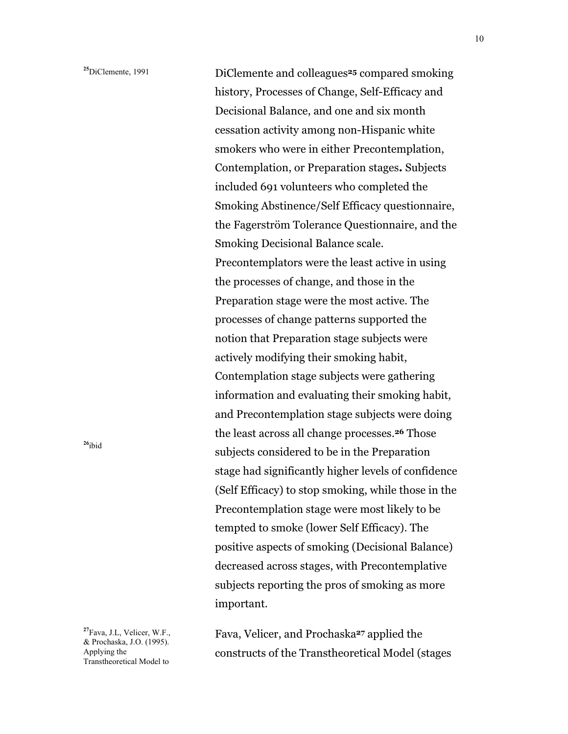[25]DiClemente, 1991

DiClemente and colleagues[25] compared smoking history, Processes of Change, Self-Efficacy and Decisional Balance, and one and six month cessation activity among non-Hispanic white smokers who were in either Precontemplation, Contemplation, or Preparation stages**.** Subjects included 691 volunteers who completed the Smoking Abstinence/Self Efficacy questionnaire, the Fagerström Tolerance Questionnaire, and the Smoking Decisional Balance scale. Precontemplators were the least active in using the processes of change, and those in the Preparation stage were the most active. The processes of change patterns supported the notion that Preparation stage subjects were actively modifying their smoking habit, Contemplation stage subjects were gathering information and evaluating their smoking habit, and Precontemplation stage subjects were doing the least across all change processes.[26] Those subjects considered to be in the Preparation stage had significantly higher levels of confidence (Self Efficacy) to stop smoking, while those in the Precontemplation stage were most likely to be tempted to smoke (lower Self Efficacy). The positive aspects of smoking (Decisional Balance) decreased across stages, with Precontemplative subjects reporting the pros of smoking as more important.

[26]ibid

[27]Fava, J.L, Velicer, W.F., & Prochaska, J.O. (1995). Applying the Transtheoretical Model to

Fava, Velicer, and Prochaska[27] applied the constructs of the Transtheoretical Model (stages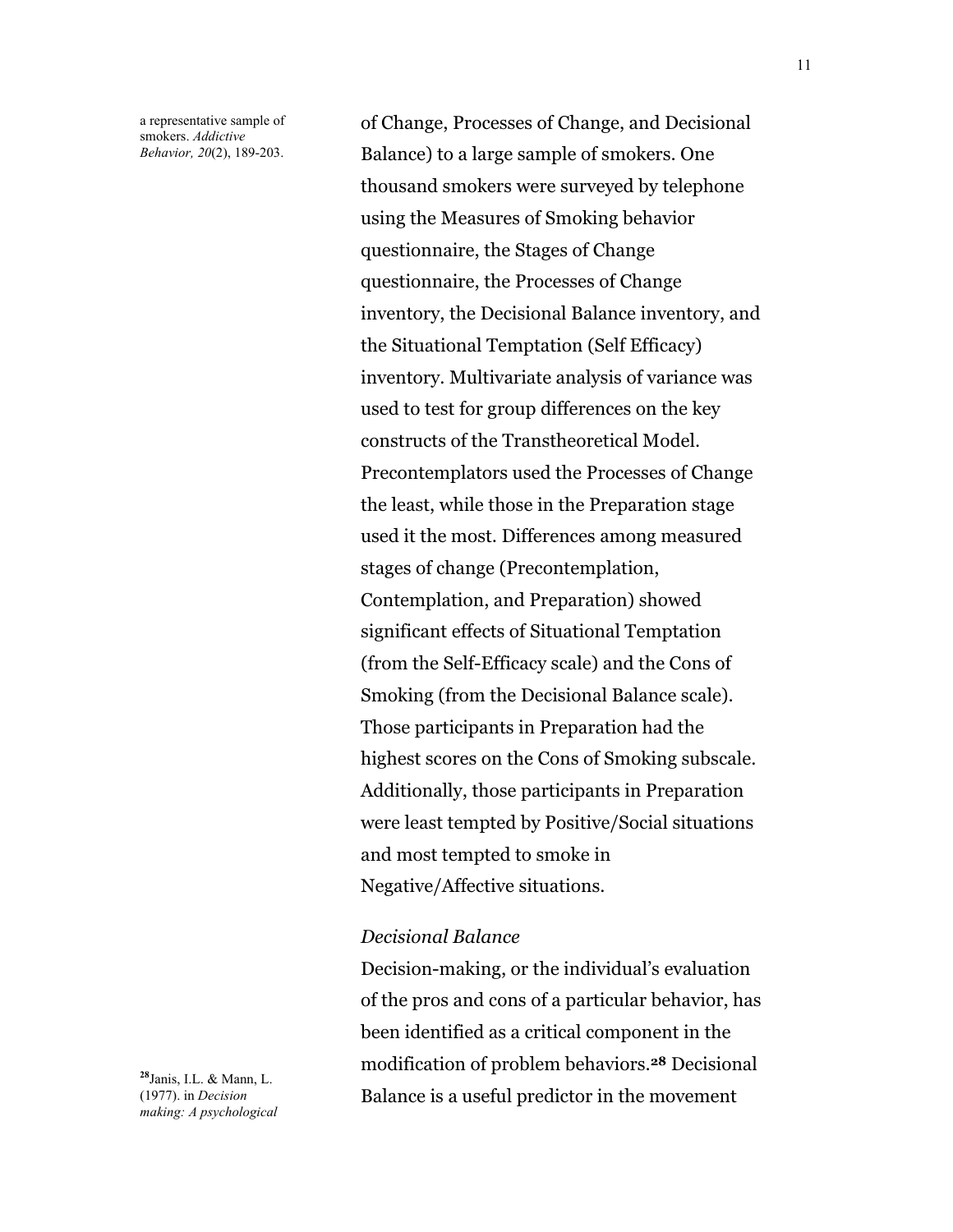a representative sample of smokers. *Addictive Behavior, 20*(2), 189-203.

of Change, Processes of Change, and Decisional Balance) to a large sample of smokers. One thousand smokers were surveyed by telephone using the Measures of Smoking behavior questionnaire, the Stages of Change questionnaire, the Processes of Change inventory, the Decisional Balance inventory, and the Situational Temptation (Self Efficacy) inventory. Multivariate analysis of variance was used to test for group differences on the key constructs of the Transtheoretical Model. Precontemplators used the Processes of Change the least, while those in the Preparation stage used it the most. Differences among measured stages of change (Precontemplation, Contemplation, and Preparation) showed significant effects of Situational Temptation (from the Self-Efficacy scale) and the Cons of Smoking (from the Decisional Balance scale). Those participants in Preparation had the highest scores on the Cons of Smoking subscale. Additionally, those participants in Preparation were least tempted by Positive/Social situations and most tempted to smoke in Negative/Affective situations.

*Decisional Balance*

Decision-making, or the individual's evaluation of the pros and cons of a particular behavior, has been identified as a critical component in the modification of problem behaviors.[28] Decisional Balance is a useful predictor in the movement

[28]Janis, I.L. & Mann, L. (1977). in *Decision making: A psychological*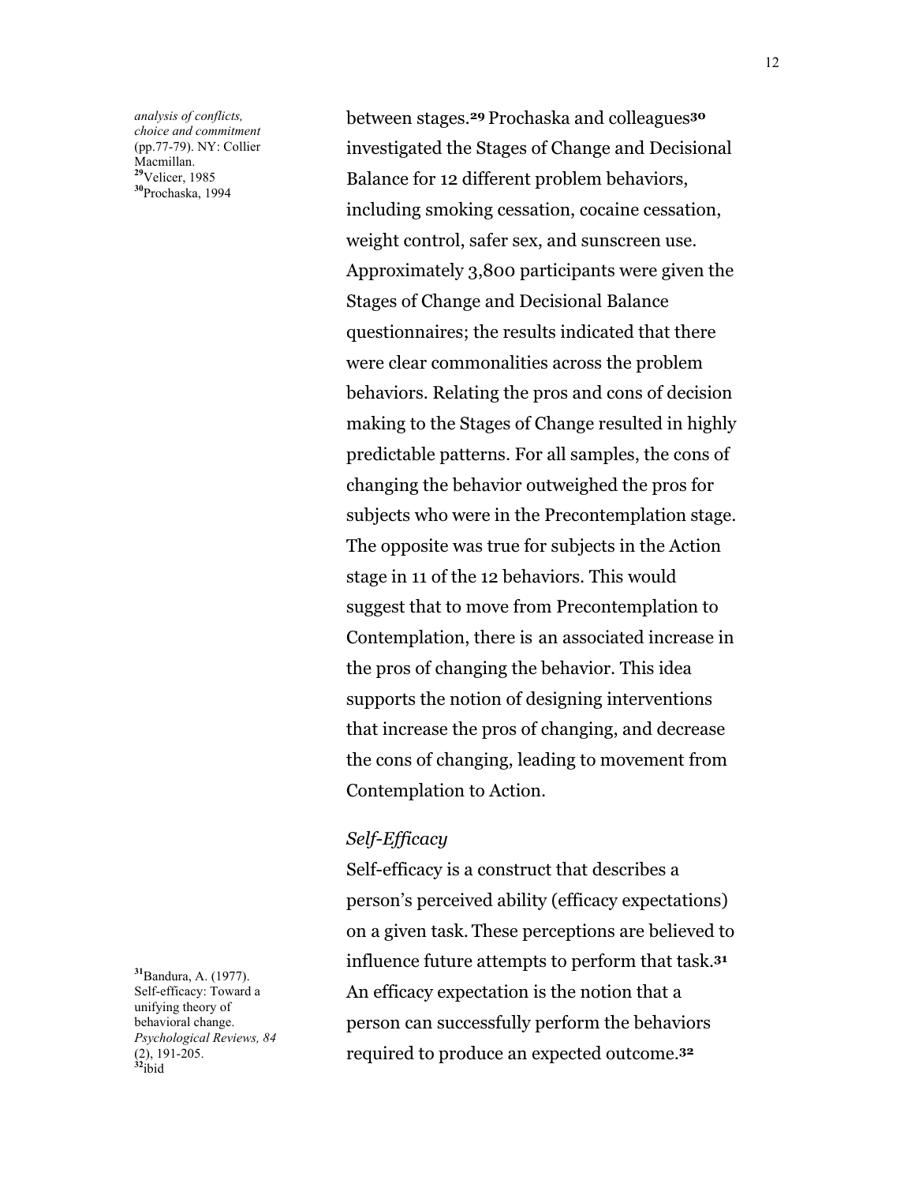between stages.[29] Prochaska and colleagues[30] investigated the Stages of Change and Decisional Balance for 12 different problem behaviors, including smoking cessation, cocaine cessation, weight control, safer sex, and sunscreen use. Approximately 3,800 participants were given the Stages of Change and Decisional Balance questionnaires; the results indicated that there were clear commonalities across the problem behaviors. Relating the pros and cons of decision making to the Stages of Change resulted in highly predictable patterns. For all samples, the cons of changing the behavior outweighed the pros for subjects who were in the Precontemplation stage. The opposite was true for subjects in the Action stage in 11 of the 12 behaviors. This would suggest that to move from Precontemplation to Contemplation, there is an associated increase in the pros of changing the behavior. This idea supports the notion of designing interventions that increase the pros of changing, and decrease the cons of changing, leading to movement from Contemplation to Action.

### *Self-Efficacy*

Self-efficacy is a construct that describes a person's perceived ability (efficacy expectations) on a given task. These perceptions are believed to influence future attempts to perform that task.[31] An efficacy expectation is the notion that a person can successfully perform the behaviors required to produce an expected outcome.[32]

---

*analysis of conflicts, choice and commitment* (pp.77-79). NY: Collier Macmillan.

[29] Velicer, 1985

[30] Prochaska, 1994

[31] Bandura, A. (1977). Self-efficacy: Toward a unifying theory of behavioral change. *Psychological Reviews, 84* (2), 191-205.

[32] ibid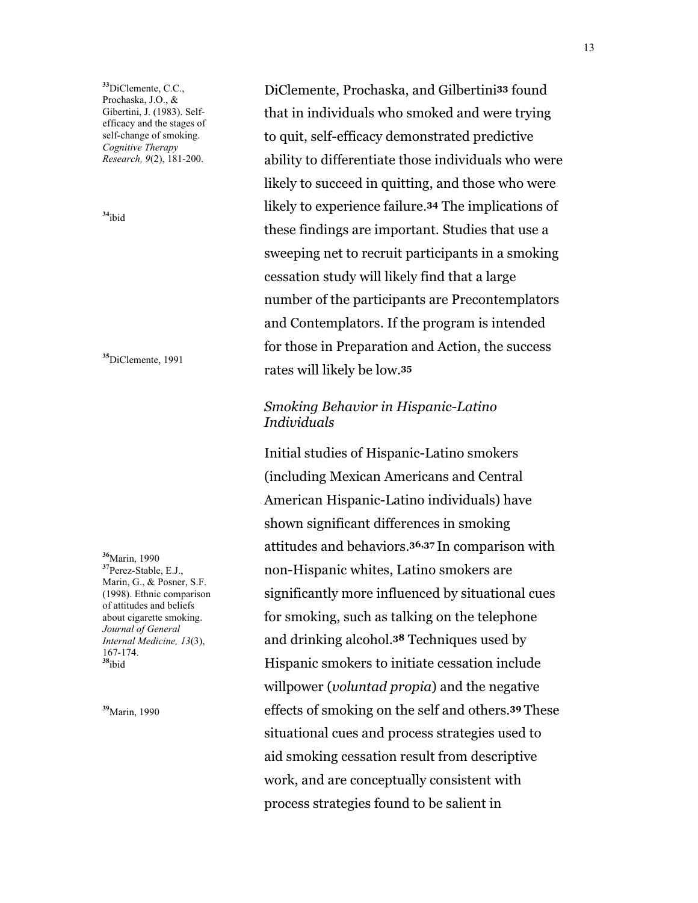DiClemente, Prochaska, and Gilbertini[33] found that in individuals who smoked and were trying to quit, self-efficacy demonstrated predictive ability to differentiate those individuals who were likely to succeed in quitting, and those who were likely to experience failure.[34] The implications of these findings are important. Studies that use a sweeping net to recruit participants in a smoking cessation study will likely find that a large number of the participants are Precontemplators and Contemplators. If the program is intended for those in Preparation and Action, the success rates will likely be low.[35]

### *Smoking Behavior in Hispanic-Latino Individuals*

Initial studies of Hispanic-Latino smokers (including Mexican Americans and Central American Hispanic-Latino individuals) have shown significant differences in smoking attitudes and behaviors.[36,37] In comparison with non-Hispanic whites, Latino smokers are significantly more influenced by situational cues for smoking, such as talking on the telephone and drinking alcohol.[38] Techniques used by Hispanic smokers to initiate cessation include willpower (*voluntad propia*) and the negative effects of smoking on the self and others.[39] These situational cues and process strategies used to aid smoking cessation result from descriptive work, and are conceptually consistent with process strategies found to be salient in

[33] DiClemente, C.C., Prochaska, J.O., & Gibertini, J. (1983). Self-efficacy and the stages of self-change of smoking. *Cognitive Therapy Research, 9*(2), 181-200.

[34] ibid

[35] DiClemente, 1991

[36] Marin, 1990

[37] Perez-Stable, E.J., Marin, G., & Posner, S.F. (1998). Ethnic comparison of attitudes and beliefs about cigarette smoking. *Journal of General Internal Medicine, 13*(3), 167-174.

[38] ibid

[39] Marin, 1990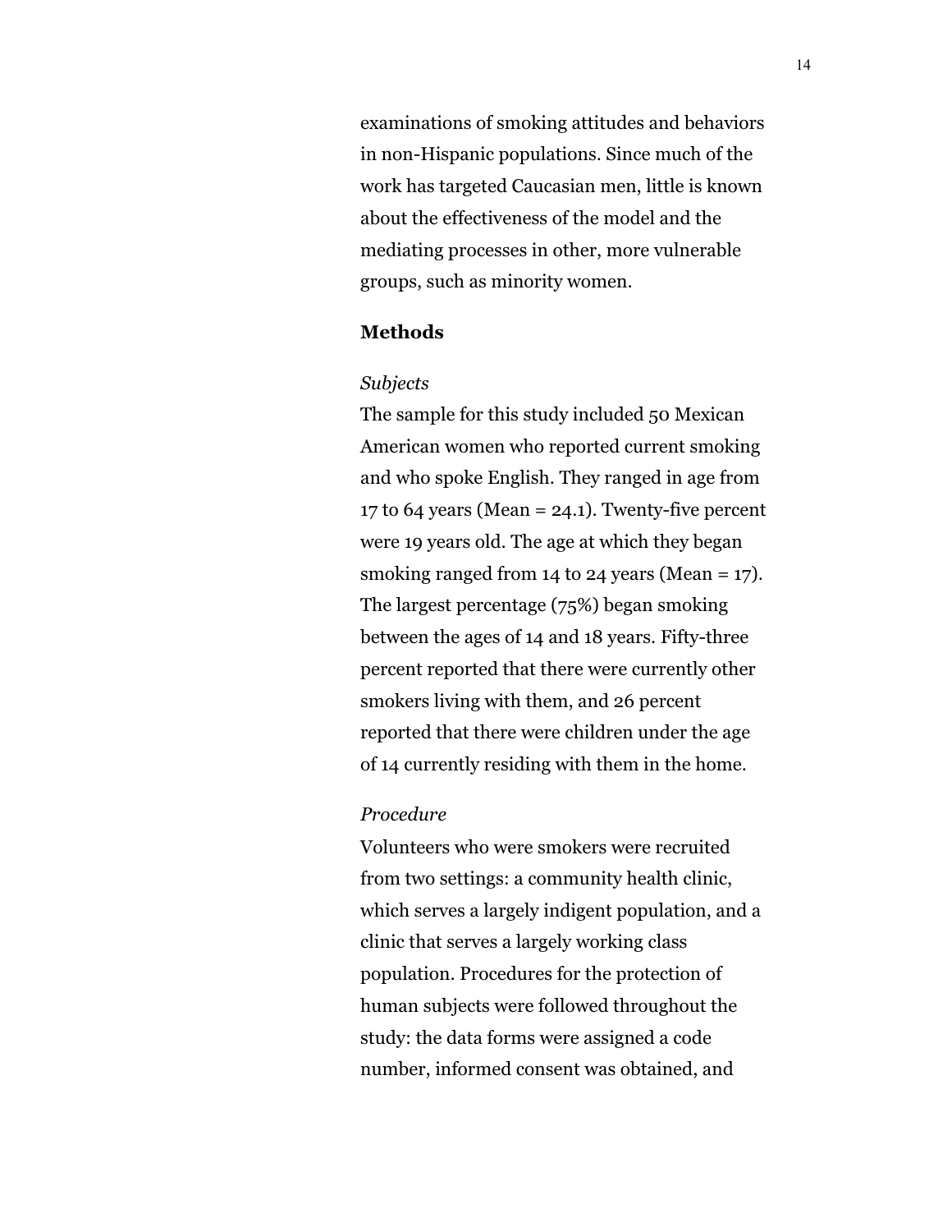examinations of smoking attitudes and behaviors in non-Hispanic populations. Since much of the work has targeted Caucasian men, little is known about the effectiveness of the model and the mediating processes in other, more vulnerable groups, such as minority women.

## Methods

### *Subjects*

The sample for this study included 50 Mexican American women who reported current smoking and who spoke English. They ranged in age from 17 to 64 years (Mean = 24.1). Twenty-five percent were 19 years old. The age at which they began smoking ranged from 14 to 24 years (Mean = 17). The largest percentage (75%) began smoking between the ages of 14 and 18 years. Fifty-three percent reported that there were currently other smokers living with them, and 26 percent reported that there were children under the age of 14 currently residing with them in the home.

### *Procedure*

Volunteers who were smokers were recruited from two settings: a community health clinic, which serves a largely indigent population, and a clinic that serves a largely working class population. Procedures for the protection of human subjects were followed throughout the study: the data forms were assigned a code number, informed consent was obtained, and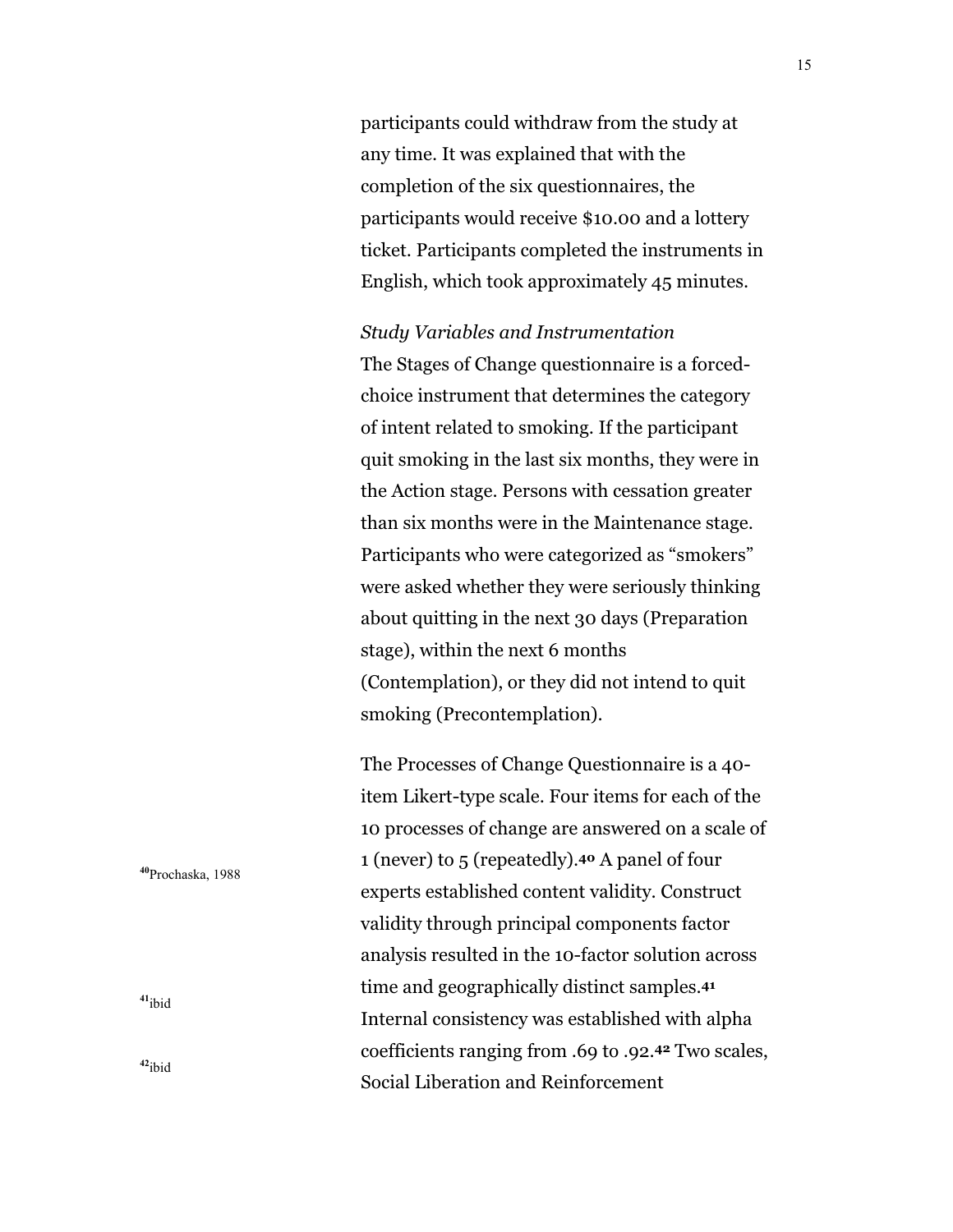participants could withdraw from the study at any time. It was explained that with the completion of the six questionnaires, the participants would receive $10.00 and a lottery ticket. Participants completed the instruments in English, which took approximately 45 minutes.

*Study Variables and Instrumentation*

The Stages of Change questionnaire is a forced-choice instrument that determines the category of intent related to smoking. If the participant quit smoking in the last six months, they were in the Action stage. Persons with cessation greater than six months were in the Maintenance stage. Participants who were categorized as "smokers" were asked whether they were seriously thinking about quitting in the next 30 days (Preparation stage), within the next 6 months (Contemplation), or they did not intend to quit smoking (Precontemplation).

The Processes of Change Questionnaire is a 40-item Likert-type scale. Four items for each of the 10 processes of change are answered on a scale of 1 (never) to 5 (repeatedly).[40] A panel of four experts established content validity. Construct validity through principal components factor analysis resulted in the 10-factor solution across time and geographically distinct samples.[41] Internal consistency was established with alpha coefficients ranging from .69 to .92.[42] Two scales, Social Liberation and Reinforcement

[40] Prochaska, 1988

[41] ibid

[42] ibid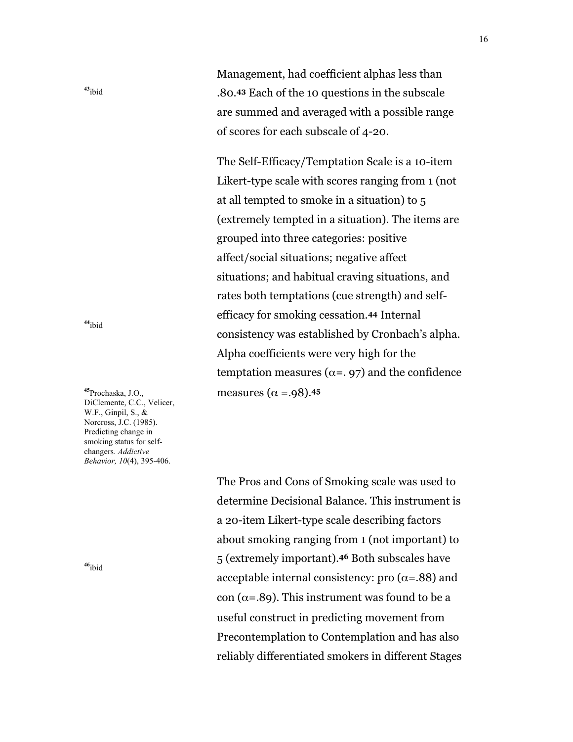Management, had coefficient alphas less than .80.[43] Each of the 10 questions in the subscale are summed and averaged with a possible range of scores for each subscale of 4-20.

[43] ibid

The Self-Efficacy/Temptation Scale is a 10-item Likert-type scale with scores ranging from 1 (not at all tempted to smoke in a situation) to 5 (extremely tempted in a situation). The items are grouped into three categories: positive affect/social situations; negative affect situations; and habitual craving situations, and rates both temptations (cue strength) and self-efficacy for smoking cessation.[44] Internal consistency was established by Cronbach's alpha. Alpha coefficients were very high for the temptation measures ($\alpha$=. 97) and the confidence measures ($\alpha$ =.98).[45]

[44] ibid

[45] Prochaska, J.O., DiClemente, C.C., Velicer, W.F., Ginpil, S., & Norcross, J.C. (1985). Predicting change in smoking status for self-changers. *Addictive Behavior, 10*(4), 395-406.

The Pros and Cons of Smoking scale was used to determine Decisional Balance. This instrument is a 20-item Likert-type scale describing factors about smoking ranging from 1 (not important) to 5 (extremely important).[46] Both subscales have acceptable internal consistency: pro ($\alpha$=.88) and con ($\alpha$=.89). This instrument was found to be a useful construct in predicting movement from Precontemplation to Contemplation and has also reliably differentiated smokers in different Stages

[46] ibid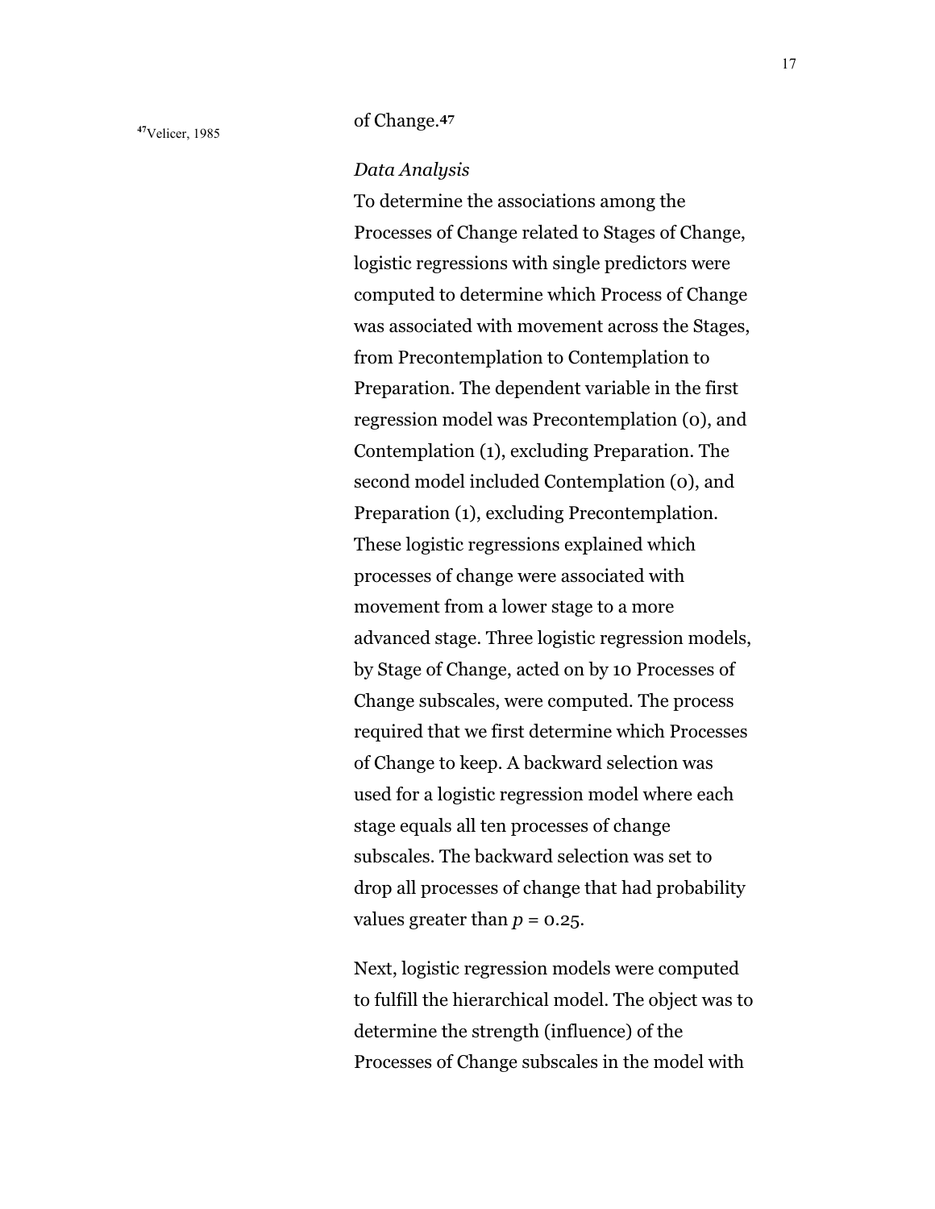of Change.[47]

[47] Velicer, 1985

*Data Analysis*

To determine the associations among the Processes of Change related to Stages of Change, logistic regressions with single predictors were computed to determine which Process of Change was associated with movement across the Stages, from Precontemplation to Contemplation to Preparation. The dependent variable in the first regression model was Precontemplation (0), and Contemplation (1), excluding Preparation. The second model included Contemplation (0), and Preparation (1), excluding Precontemplation. These logistic regressions explained which processes of change were associated with movement from a lower stage to a more advanced stage. Three logistic regression models, by Stage of Change, acted on by 10 Processes of Change subscales, were computed. The process required that we first determine which Processes of Change to keep. A backward selection was used for a logistic regression model where each stage equals all ten processes of change subscales. The backward selection was set to drop all processes of change that had probability values greater than $p = 0.25$.

Next, logistic regression models were computed to fulfill the hierarchical model. The object was to determine the strength (influence) of the Processes of Change subscales in the model with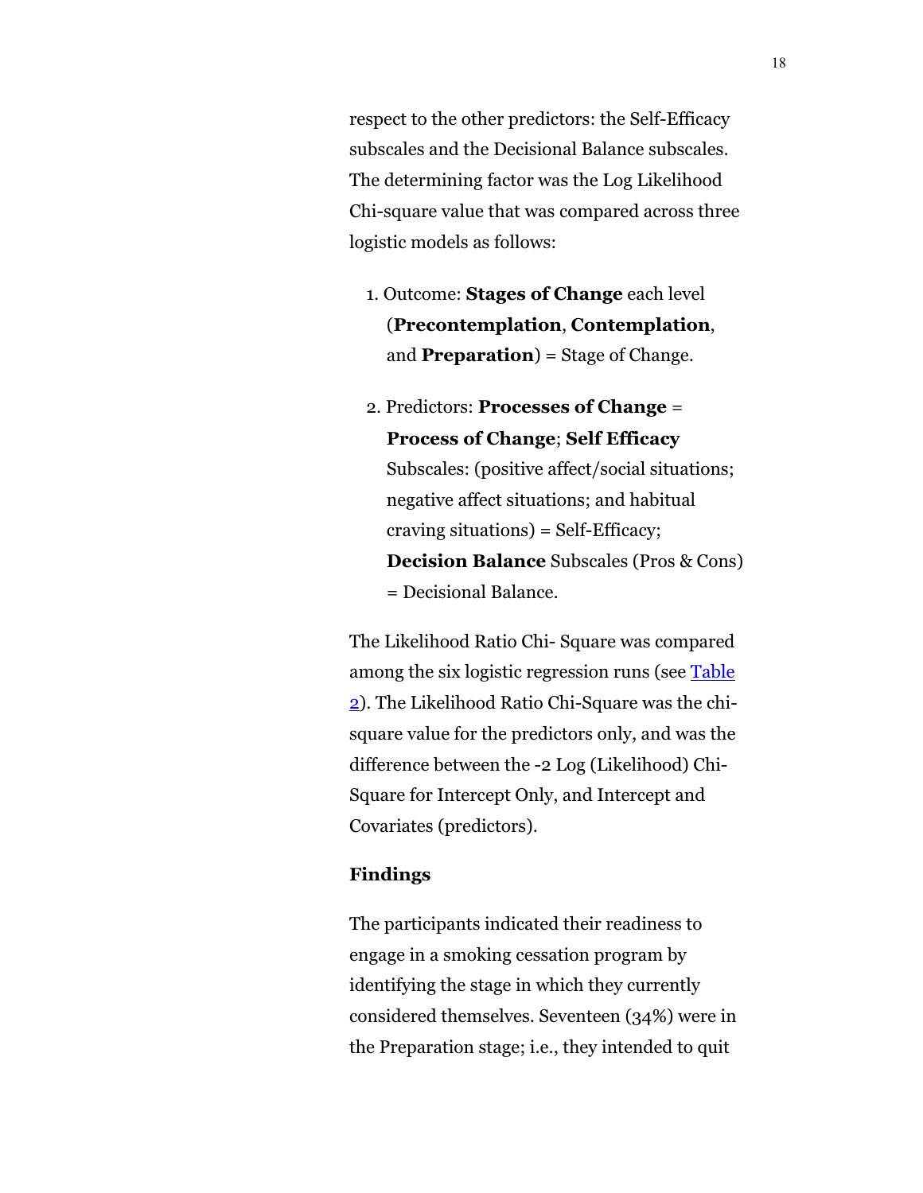respect to the other predictors: the Self-Efficacy subscales and the Decisional Balance subscales. The determining factor was the Log Likelihood Chi-square value that was compared across three logistic models as follows:

1. Outcome: **Stages of Change** each level (**Precontemplation**, **Contemplation**, and **Preparation**) = Stage of Change.

2. Predictors: **Processes of Change** = **Process of Change**; **Self Efficacy** Subscales: (positive affect/social situations; negative affect situations; and habitual craving situations) = Self-Efficacy; **Decision Balance** Subscales (Pros & Cons) = Decisional Balance.

The Likelihood Ratio Chi- Square was compared among the six logistic regression runs (see Table 2). The Likelihood Ratio Chi-Square was the chi-square value for the predictors only, and was the difference between the -2 Log (Likelihood) Chi-Square for Intercept Only, and Intercept and Covariates (predictors).

### Findings

The participants indicated their readiness to engage in a smoking cessation program by identifying the stage in which they currently considered themselves. Seventeen (34%) were in the Preparation stage; i.e., they intended to quit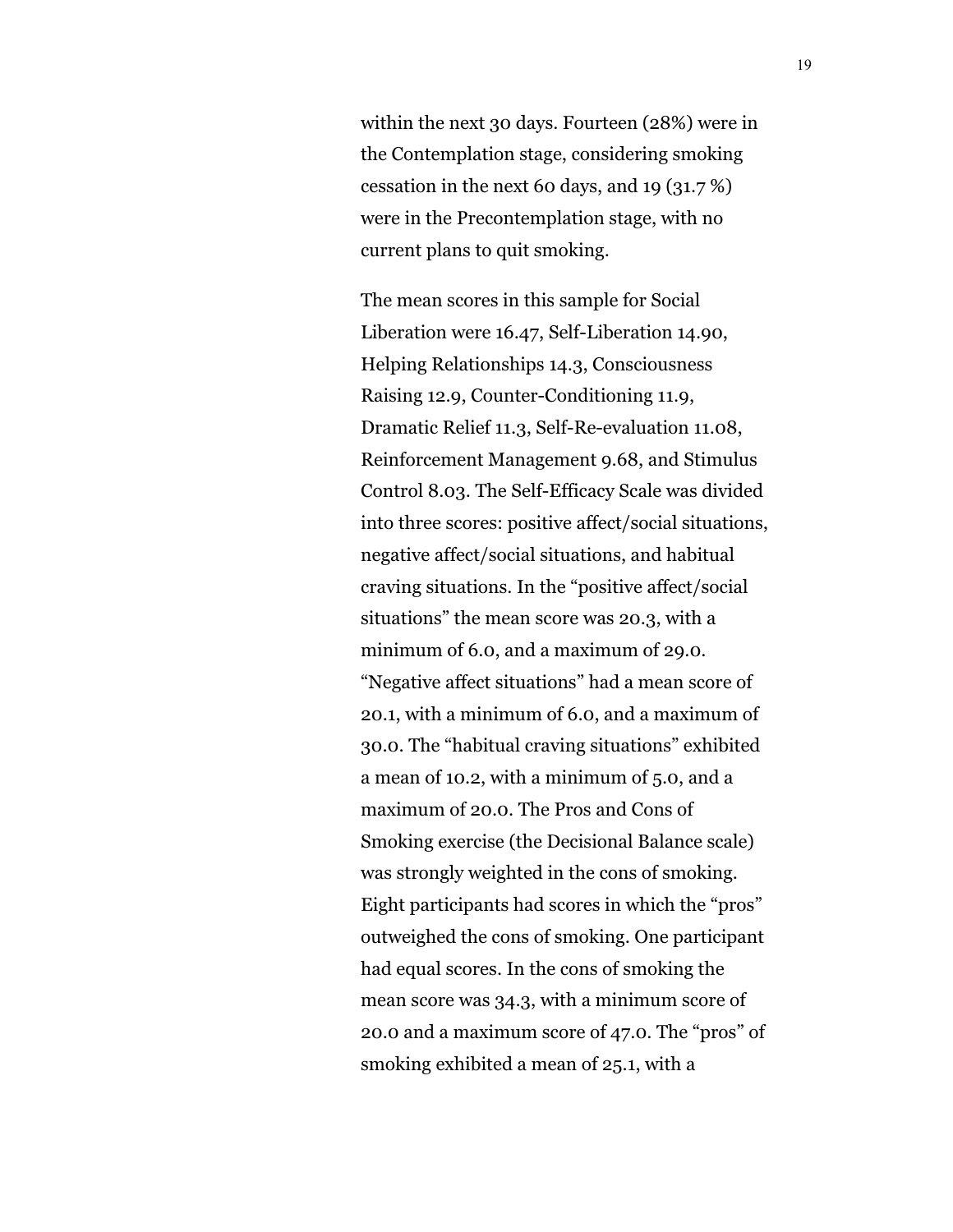within the next 30 days. Fourteen (28%) were in the Contemplation stage, considering smoking cessation in the next 60 days, and 19 (31.7 %) were in the Precontemplation stage, with no current plans to quit smoking.

The mean scores in this sample for Social Liberation were 16.47, Self-Liberation 14.90, Helping Relationships 14.3, Consciousness Raising 12.9, Counter-Conditioning 11.9, Dramatic Relief 11.3, Self-Re-evaluation 11.08, Reinforcement Management 9.68, and Stimulus Control 8.03. The Self-Efficacy Scale was divided into three scores: positive affect/social situations, negative affect/social situations, and habitual craving situations. In the "positive affect/social situations" the mean score was 20.3, with a minimum of 6.0, and a maximum of 29.0. "Negative affect situations" had a mean score of 20.1, with a minimum of 6.0, and a maximum of 30.0. The "habitual craving situations" exhibited a mean of 10.2, with a minimum of 5.0, and a maximum of 20.0. The Pros and Cons of Smoking exercise (the Decisional Balance scale) was strongly weighted in the cons of smoking. Eight participants had scores in which the "pros" outweighed the cons of smoking. One participant had equal scores. In the cons of smoking the mean score was 34.3, with a minimum score of 20.0 and a maximum score of 47.0. The "pros" of smoking exhibited a mean of 25.1, with a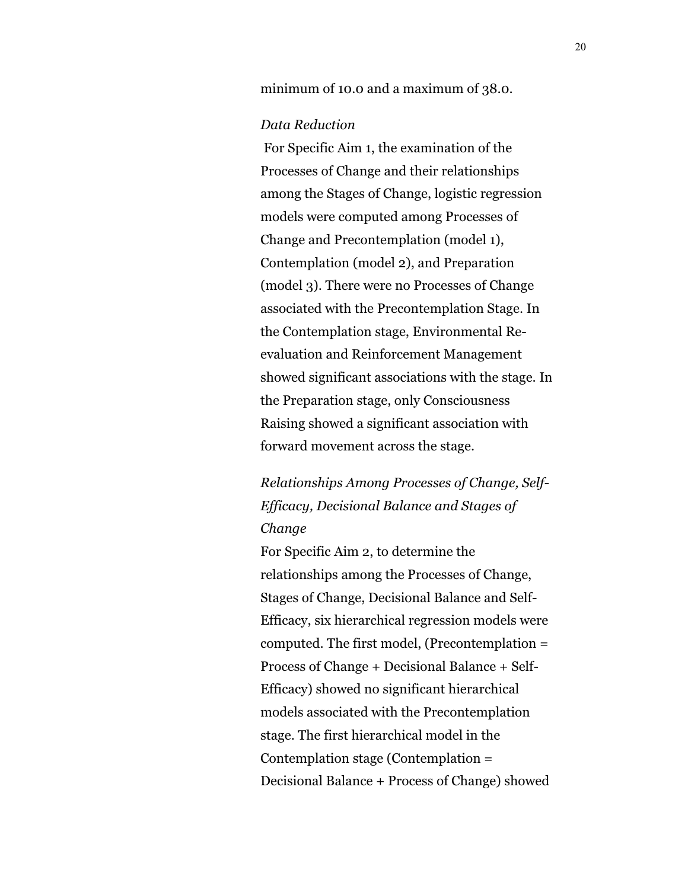minimum of 10.0 and a maximum of 38.0.

### *Data Reduction*

For Specific Aim 1, the examination of the Processes of Change and their relationships among the Stages of Change, logistic regression models were computed among Processes of Change and Precontemplation (model 1), Contemplation (model 2), and Preparation (model 3). There were no Processes of Change associated with the Precontemplation Stage. In the Contemplation stage, Environmental Re-evaluation and Reinforcement Management showed significant associations with the stage. In the Preparation stage, only Consciousness Raising showed a significant association with forward movement across the stage.

### *Relationships Among Processes of Change, Self-Efficacy, Decisional Balance and Stages of Change*

For Specific Aim 2, to determine the relationships among the Processes of Change, Stages of Change, Decisional Balance and Self-Efficacy, six hierarchical regression models were computed. The first model, (Precontemplation = Process of Change + Decisional Balance + Self-Efficacy) showed no significant hierarchical models associated with the Precontemplation stage. The first hierarchical model in the Contemplation stage (Contemplation = Decisional Balance + Process of Change) showed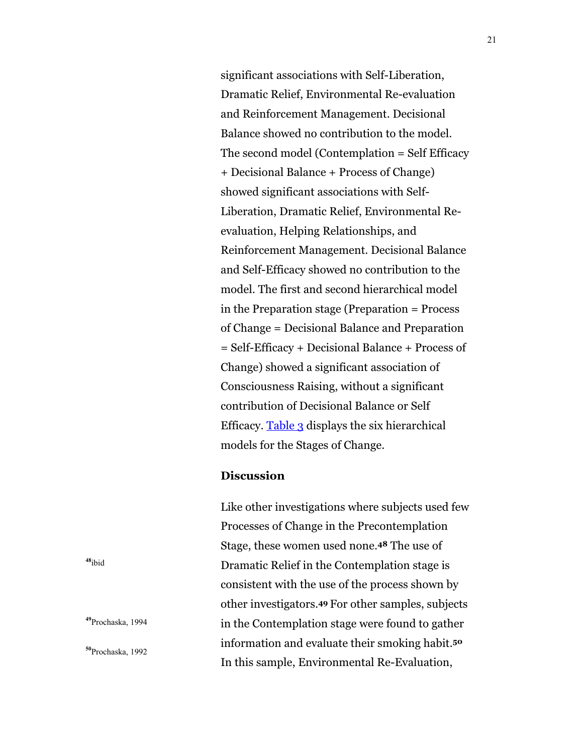significant associations with Self-Liberation, Dramatic Relief, Environmental Re-evaluation and Reinforcement Management. Decisional Balance showed no contribution to the model. The second model (Contemplation = Self Efficacy + Decisional Balance + Process of Change) showed significant associations with Self-Liberation, Dramatic Relief, Environmental Re-evaluation, Helping Relationships, and Reinforcement Management. Decisional Balance and Self-Efficacy showed no contribution to the model. The first and second hierarchical model in the Preparation stage (Preparation = Process of Change = Decisional Balance and Preparation = Self-Efficacy + Decisional Balance + Process of Change) showed a significant association of Consciousness Raising, without a significant contribution of Decisional Balance or Self Efficacy. Table 3 displays the six hierarchical models for the Stages of Change.

## Discussion

Like other investigations where subjects used few Processes of Change in the Precontemplation Stage, these women used none.[48] The use of Dramatic Relief in the Contemplation stage is consistent with the use of the process shown by other investigators.[49] For other samples, subjects in the Contemplation stage were found to gather information and evaluate their smoking habit.[50] In this sample, Environmental Re-Evaluation,

[48] ibid

[49] Prochaska, 1994

[50] Prochaska, 1992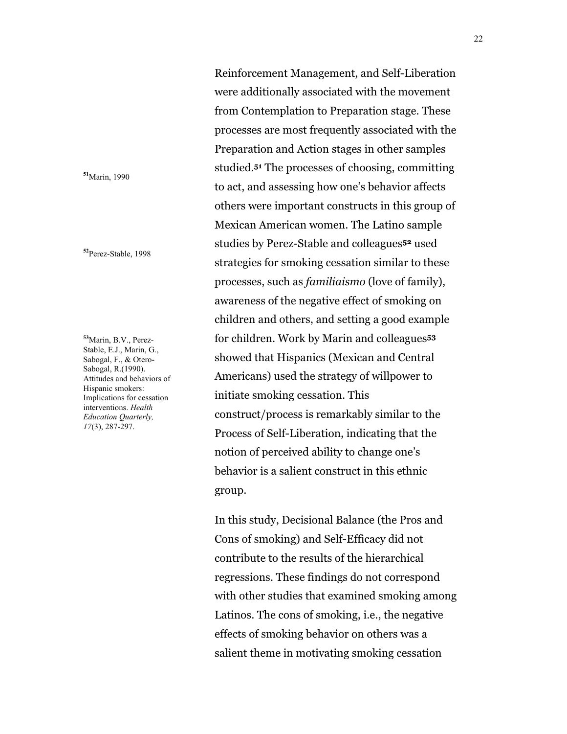Reinforcement Management, and Self-Liberation were additionally associated with the movement from Contemplation to Preparation stage. These processes are most frequently associated with the Preparation and Action stages in other samples studied.[51] The processes of choosing, committing to act, and assessing how one's behavior affects others were important constructs in this group of Mexican American women. The Latino sample studies by Perez-Stable and colleagues[52] used strategies for smoking cessation similar to these processes, such as *familiaismo* (love of family), awareness of the negative effect of smoking on children and others, and setting a good example for children. Work by Marin and colleagues[53] showed that Hispanics (Mexican and Central Americans) used the strategy of willpower to initiate smoking cessation. This construct/process is remarkably similar to the Process of Self-Liberation, indicating that the notion of perceived ability to change one's behavior is a salient construct in this ethnic group.

[51] Marin, 1990

[52] Perez-Stable, 1998

[53] Marin, B.V., Perez-Stable, E.J., Marin, G., Sabogal, F., & Otero-Sabogal, R.(1990). Attitudes and behaviors of Hispanic smokers: Implications for cessation interventions. *Health Education Quarterly, 17*(3), 287-297.

In this study, Decisional Balance (the Pros and Cons of smoking) and Self-Efficacy did not contribute to the results of the hierarchical regressions. These findings do not correspond with other studies that examined smoking among Latinos. The cons of smoking, i.e., the negative effects of smoking behavior on others was a salient theme in motivating smoking cessation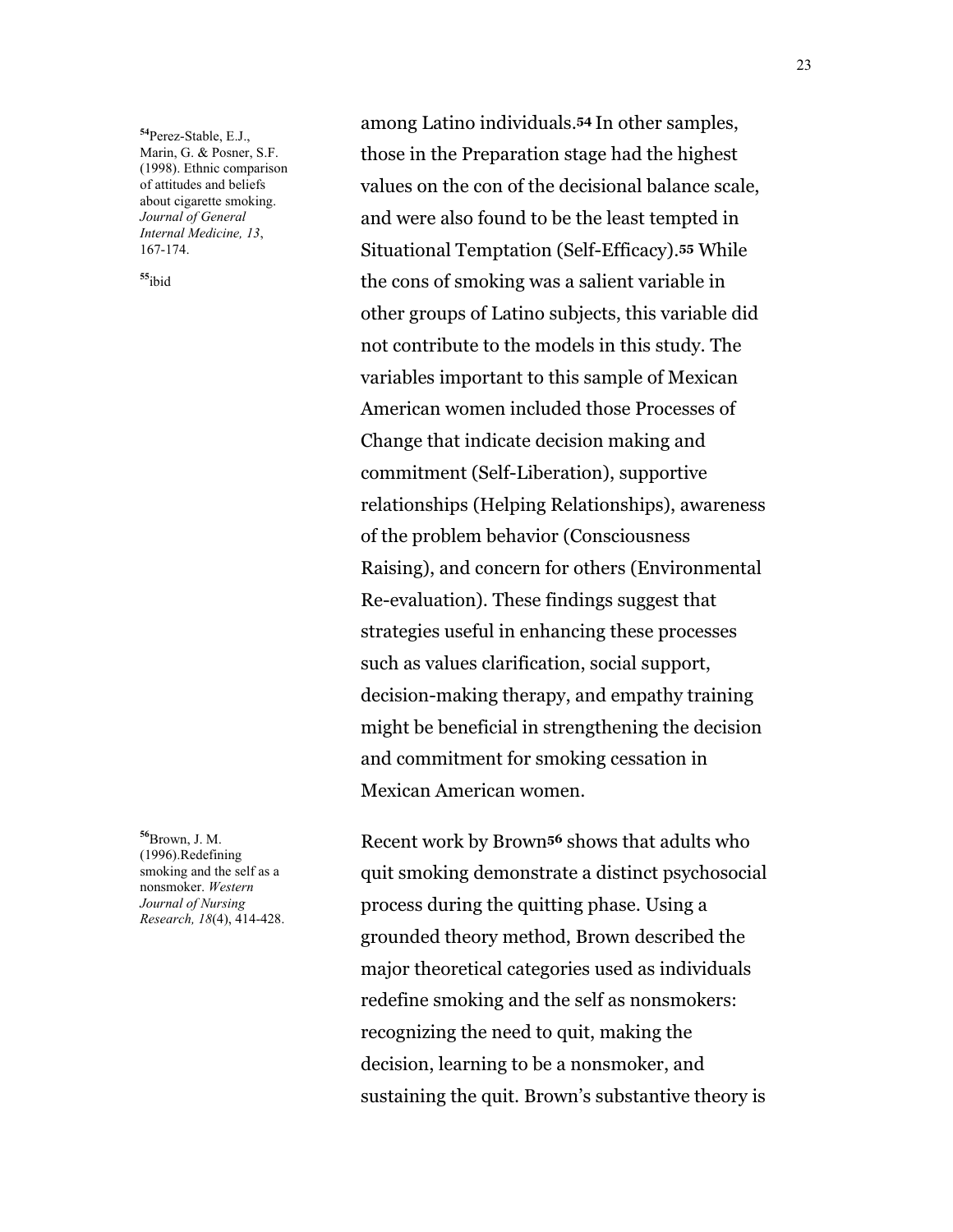among Latino individuals.[54] In other samples, those in the Preparation stage had the highest values on the con of the decisional balance scale, and were also found to be the least tempted in Situational Temptation (Self-Efficacy).[55] While the cons of smoking was a salient variable in other groups of Latino subjects, this variable did not contribute to the models in this study. The variables important to this sample of Mexican American women included those Processes of Change that indicate decision making and commitment (Self-Liberation), supportive relationships (Helping Relationships), awareness of the problem behavior (Consciousness Raising), and concern for others (Environmental Re-evaluation). These findings suggest that strategies useful in enhancing these processes such as values clarification, social support, decision-making therapy, and empathy training might be beneficial in strengthening the decision and commitment for smoking cessation in Mexican American women.

Recent work by Brown[56] shows that adults who quit smoking demonstrate a distinct psychosocial process during the quitting phase. Using a grounded theory method, Brown described the major theoretical categories used as individuals redefine smoking and the self as nonsmokers: recognizing the need to quit, making the decision, learning to be a nonsmoker, and sustaining the quit. Brown's substantive theory is

[54] Perez-Stable, E.J., Marin, G. & Posner, S.F. (1998). Ethnic comparison of attitudes and beliefs about cigarette smoking. *Journal of General Internal Medicine, 13*, 167-174.

[55] ibid

[56] Brown, J. M. (1996).Redefining smoking and the self as a nonsmoker. *Western Journal of Nursing Research, 18*(4), 414-428.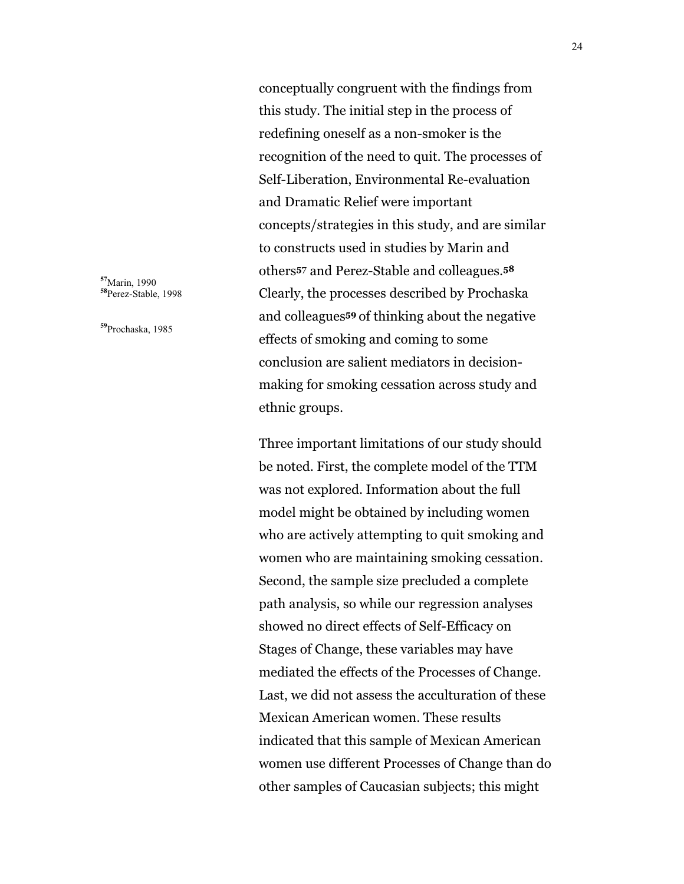conceptually congruent with the findings from this study. The initial step in the process of redefining oneself as a non-smoker is the recognition of the need to quit. The processes of Self-Liberation, Environmental Re-evaluation and Dramatic Relief were important concepts/strategies in this study, and are similar to constructs used in studies by Marin and others[57] and Perez-Stable and colleagues.[58] Clearly, the processes described by Prochaska and colleagues[59] of thinking about the negative effects of smoking and coming to some conclusion are salient mediators in decision-making for smoking cessation across study and ethnic groups.

[57] Marin, 1990
[58] Perez-Stable, 1998

[59] Prochaska, 1985

Three important limitations of our study should be noted. First, the complete model of the TTM was not explored. Information about the full model might be obtained by including women who are actively attempting to quit smoking and women who are maintaining smoking cessation. Second, the sample size precluded a complete path analysis, so while our regression analyses showed no direct effects of Self-Efficacy on Stages of Change, these variables may have mediated the effects of the Processes of Change. Last, we did not assess the acculturation of these Mexican American women. These results indicated that this sample of Mexican American women use different Processes of Change than do other samples of Caucasian subjects; this might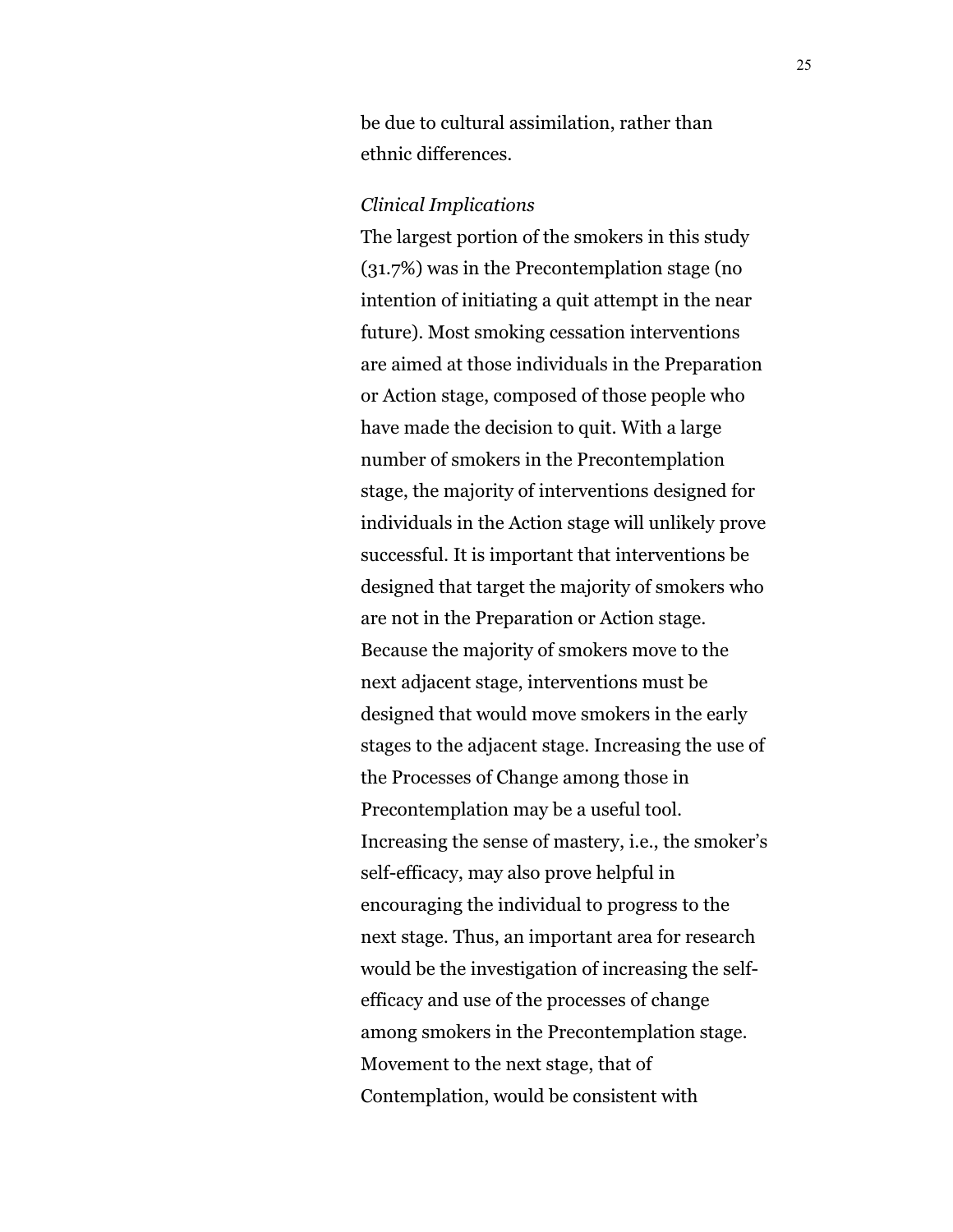be due to cultural assimilation, rather than ethnic differences.

*Clinical Implications*

The largest portion of the smokers in this study (31.7%) was in the Precontemplation stage (no intention of initiating a quit attempt in the near future). Most smoking cessation interventions are aimed at those individuals in the Preparation or Action stage, composed of those people who have made the decision to quit. With a large number of smokers in the Precontemplation stage, the majority of interventions designed for individuals in the Action stage will unlikely prove successful. It is important that interventions be designed that target the majority of smokers who are not in the Preparation or Action stage. Because the majority of smokers move to the next adjacent stage, interventions must be designed that would move smokers in the early stages to the adjacent stage. Increasing the use of the Processes of Change among those in Precontemplation may be a useful tool. Increasing the sense of mastery, i.e., the smoker's self-efficacy, may also prove helpful in encouraging the individual to progress to the next stage. Thus, an important area for research would be the investigation of increasing the self-efficacy and use of the processes of change among smokers in the Precontemplation stage. Movement to the next stage, that of Contemplation, would be consistent with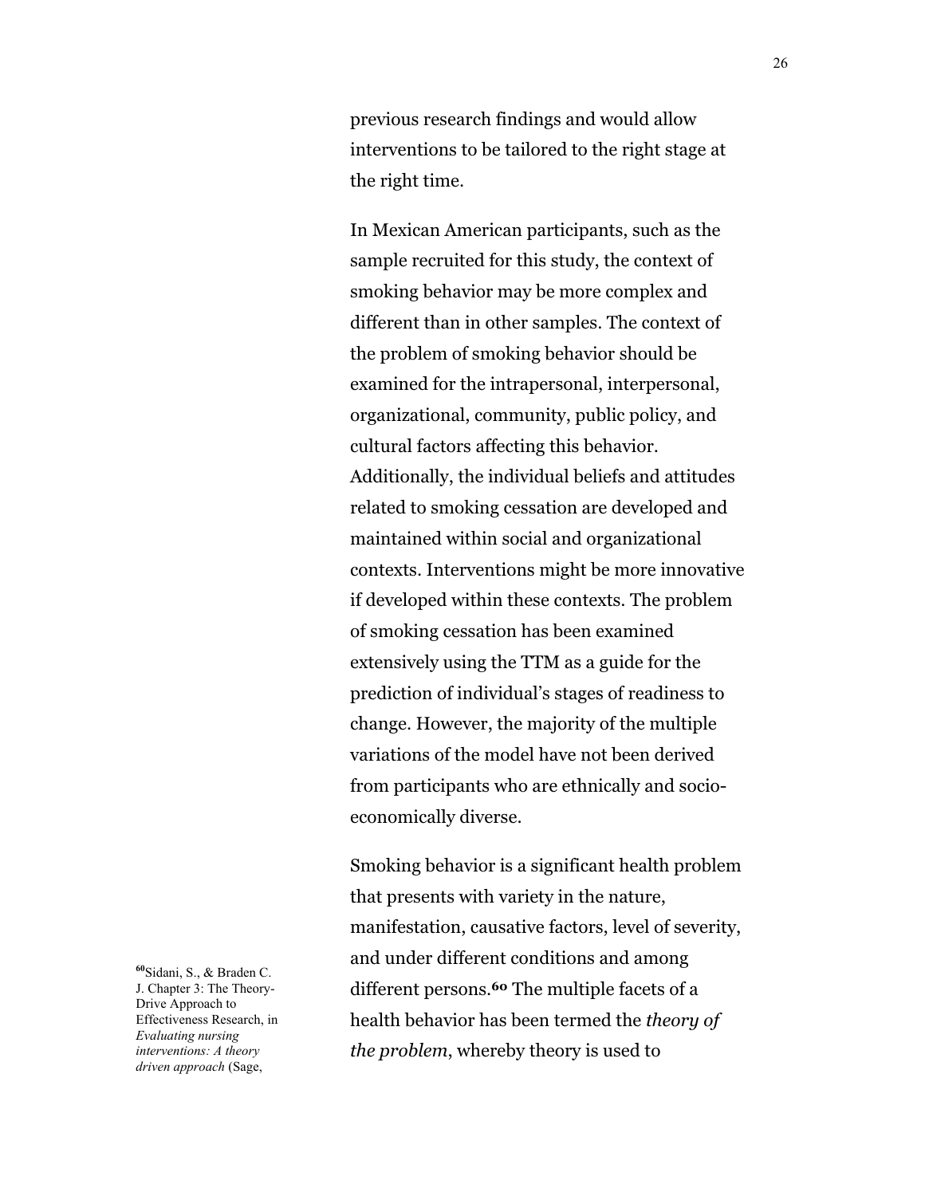previous research findings and would allow interventions to be tailored to the right stage at the right time.

In Mexican American participants, such as the sample recruited for this study, the context of smoking behavior may be more complex and different than in other samples. The context of the problem of smoking behavior should be examined for the intrapersonal, interpersonal, organizational, community, public policy, and cultural factors affecting this behavior. Additionally, the individual beliefs and attitudes related to smoking cessation are developed and maintained within social and organizational contexts. Interventions might be more innovative if developed within these contexts. The problem of smoking cessation has been examined extensively using the TTM as a guide for the prediction of individual's stages of readiness to change. However, the majority of the multiple variations of the model have not been derived from participants who are ethnically and socio-economically diverse.

Smoking behavior is a significant health problem that presents with variety in the nature, manifestation, causative factors, level of severity, and under different conditions and among different persons.[60] The multiple facets of a health behavior has been termed the *theory of the problem*, whereby theory is used to

[60] Sidani, S., & Braden C. J. Chapter 3: The Theory-Drive Approach to Effectiveness Research, in *Evaluating nursing interventions: A theory driven approach* (Sage,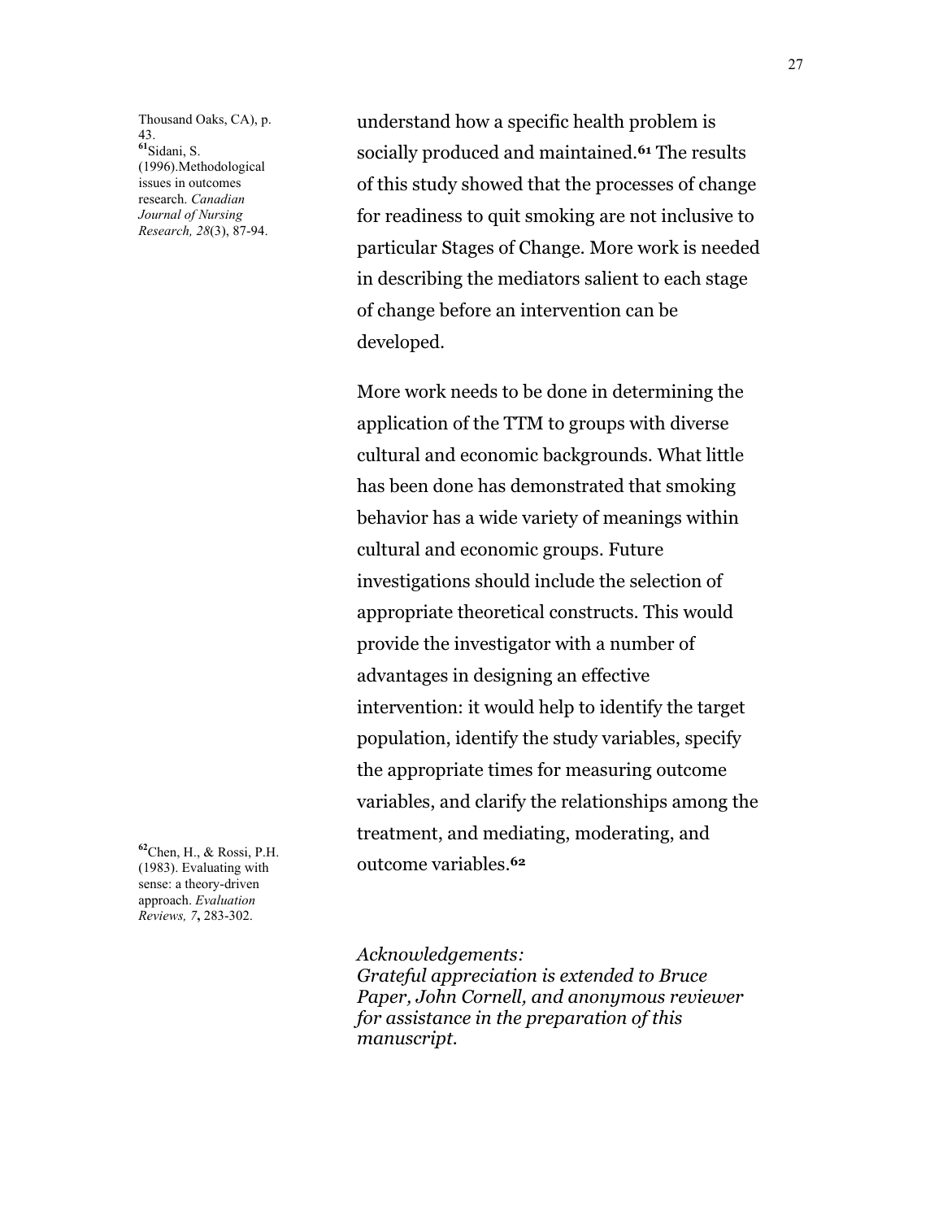Thousand Oaks, CA), p. 43.

[61] Sidani, S. (1996).Methodological issues in outcomes research. *Canadian Journal of Nursing Research, 28*(3), 87-94.

understand how a specific health problem is socially produced and maintained.[61] The results of this study showed that the processes of change for readiness to quit smoking are not inclusive to particular Stages of Change. More work is needed in describing the mediators salient to each stage of change before an intervention can be developed.

More work needs to be done in determining the application of the TTM to groups with diverse cultural and economic backgrounds. What little has been done has demonstrated that smoking behavior has a wide variety of meanings within cultural and economic groups. Future investigations should include the selection of appropriate theoretical constructs. This would provide the investigator with a number of advantages in designing an effective intervention: it would help to identify the target population, identify the study variables, specify the appropriate times for measuring outcome variables, and clarify the relationships among the treatment, and mediating, moderating, and outcome variables.[62]

[62] Chen, H., & Rossi, P.H. (1983). Evaluating with sense: a theory-driven approach. *Evaluation Reviews, 7*, 283-302.

*Acknowledgements:*
*Grateful appreciation is extended to Bruce Paper, John Cornell, and anonymous reviewer for assistance in the preparation of this manuscript.*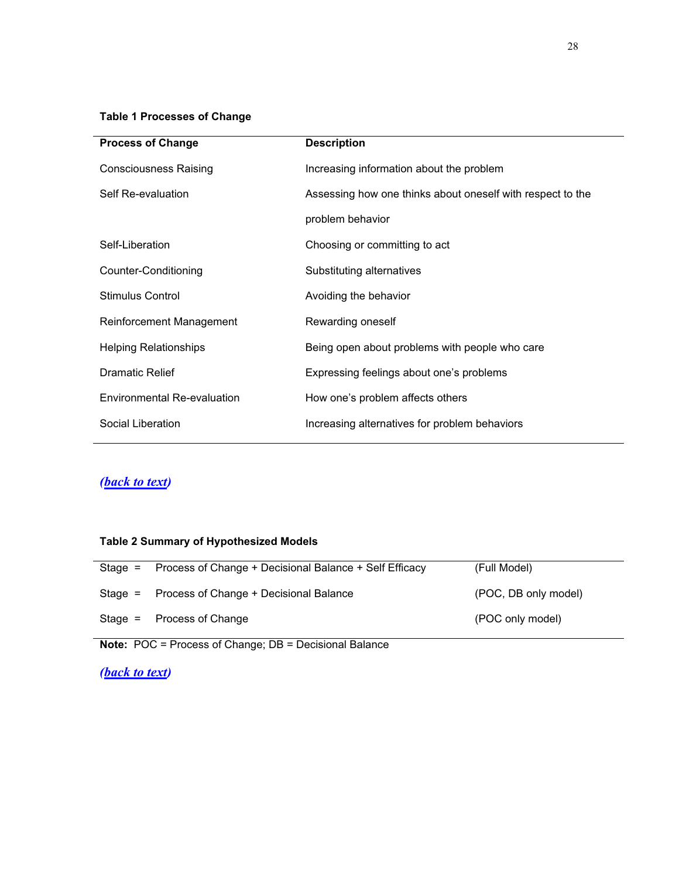**Table 1 Processes of Change**

| Process of Change | Description |
| --- | --- |
| Consciousness Raising | Increasing information about the problem |
| Self Re-evaluation | Assessing how one thinks about oneself with respect to the problem behavior |
| Self-Liberation | Choosing or committing to act |
| Counter-Conditioning | Substituting alternatives |
| Stimulus Control | Avoiding the behavior |
| Reinforcement Management | Rewarding oneself |
| Helping Relationships | Being open about problems with people who care |
| Dramatic Relief | Expressing feelings about one's problems |
| Environmental Re-evaluation | How one's problem affects others |
| Social Liberation | Increasing alternatives for problem behaviors |

***(back to text)***

**Table 2 Summary of Hypothesized Models**

| | | |
| --- | --- | --- |
| Stage = | Process of Change + Decisional Balance + Self Efficacy | (Full Model) |
| Stage = | Process of Change + Decisional Balance | (POC, DB only model) |
| Stage = | Process of Change | (POC only model) |

**Note:** POC = Process of Change; DB = Decisional Balance

***(back to text)***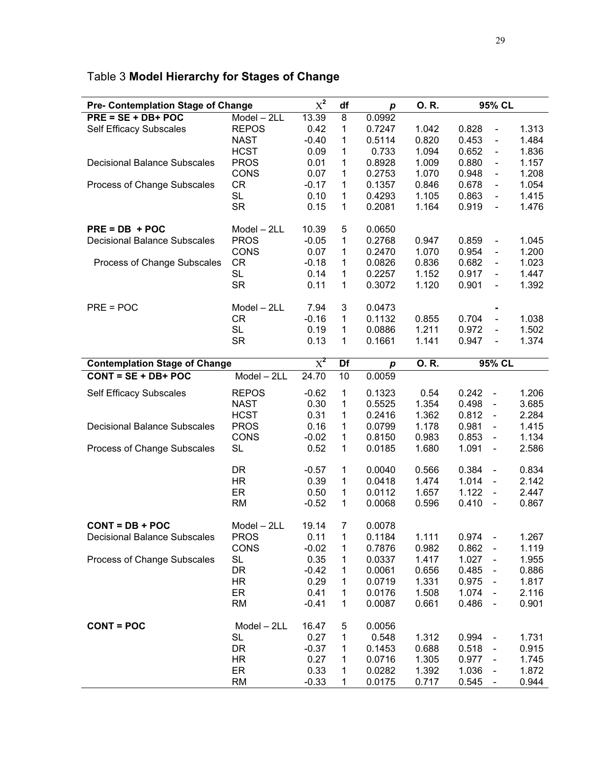Table 3 **Model Hierarchy for Stages of Change**

| **Pre- Contemplation Stage of Change** | | $\chi^2$ | **df** | ***p*** | **O. R.** | **95% CL** | | |
|---|---|---|---|---|---|---|---|---|
| **PRE = SE + DB+ POC** | Model – 2LL | 13.39 | 8 | 0.0992 | | | | |
| Self Efficacy Subscales | REPOS | 0.42 | 1 | 0.7247 | 1.042 | 0.828 | - | 1.313 |
| | NAST | -0.40 | 1 | 0.5114 | 0.820 | 0.453 | - | 1.484 |
| | HCST | 0.09 | 1 | 0.733 | 1.094 | 0.652 | - | 1.836 |
| Decisional Balance Subscales | PROS | 0.01 | 1 | 0.8928 | 1.009 | 0.880 | - | 1.157 |
| | CONS | 0.07 | 1 | 0.2753 | 1.070 | 0.948 | - | 1.208 |
| Process of Change Subscales | CR | -0.17 | 1 | 0.1357 | 0.846 | 0.678 | - | 1.054 |
| | SL | 0.10 | 1 | 0.4293 | 1.105 | 0.863 | - | 1.415 |
| | SR | 0.15 | 1 | 0.2081 | 1.164 | 0.919 | - | 1.476 |
| **PRE = DB + POC** | Model – 2LL | 10.39 | 5 | 0.0650 | | | | |
| Decisional Balance Subscales | PROS | -0.05 | 1 | 0.2768 | 0.947 | 0.859 | - | 1.045 |
| | CONS | 0.07 | 1 | 0.2470 | 1.070 | 0.954 | - | 1.200 |
| Process of Change Subscales | CR | -0.18 | 1 | 0.0826 | 0.836 | 0.682 | - | 1.023 |
| | SL | 0.14 | 1 | 0.2257 | 1.152 | 0.917 | - | 1.447 |
| | SR | 0.11 | 1 | 0.3072 | 1.120 | 0.901 | - | 1.392 |
| PRE = POC | Model – 2LL | 7.94 | 3 | 0.0473 | | | - | |
| | CR | -0.16 | 1 | 0.1132 | 0.855 | 0.704 | - | 1.038 |
| | SL | 0.19 | 1 | 0.0886 | 1.211 | 0.972 | - | 1.502 |
| | SR | 0.13 | 1 | 0.1661 | 1.141 | 0.947 | - | 1.374 |

| **Contemplation Stage of Change** | | $\chi^2$ | **Df** | ***p*** | **O. R.** | **95% CL** | | |
|---|---|---|---|---|---|---|---|---|
| **CONT = SE + DB+ POC** | Model – 2LL | 24.70 | 10 | 0.0059 | | | | |
| Self Efficacy Subscales | REPOS | -0.62 | 1 | 0.1323 | 0.54 | 0.242 | - | 1.206 |
| | NAST | 0.30 | 1 | 0.5525 | 1.354 | 0.498 | - | 3.685 |
| | HCST | 0.31 | 1 | 0.2416 | 1.362 | 0.812 | - | 2.284 |
| Decisional Balance Subscales | PROS | 0.16 | 1 | 0.0799 | 1.178 | 0.981 | - | 1.415 |
| | CONS | -0.02 | 1 | 0.8150 | 0.983 | 0.853 | - | 1.134 |
| Process of Change Subscales | SL | 0.52 | 1 | 0.0185 | 1.680 | 1.091 | - | 2.586 |
| | DR | -0.57 | 1 | 0.0040 | 0.566 | 0.384 | - | 0.834 |
| | HR | 0.39 | 1 | 0.0418 | 1.474 | 1.014 | - | 2.142 |
| | ER | 0.50 | 1 | 0.0112 | 1.657 | 1.122 | - | 2.447 |
| | RM | -0.52 | 1 | 0.0068 | 0.596 | 0.410 | - | 0.867 |
| **CONT = DB + POC** | Model – 2LL | 19.14 | 7 | 0.0078 | | | | |
| Decisional Balance Subscales | PROS | 0.11 | 1 | 0.1184 | 1.111 | 0.974 | - | 1.267 |
| | CONS | -0.02 | 1 | 0.7876 | 0.982 | 0.862 | - | 1.119 |
| Process of Change Subscales | SL | 0.35 | 1 | 0.0337 | 1.417 | 1.027 | - | 1.955 |
| | DR | -0.42 | 1 | 0.0061 | 0.656 | 0.485 | - | 0.886 |
| | HR | 0.29 | 1 | 0.0719 | 1.331 | 0.975 | - | 1.817 |
| | ER | 0.41 | 1 | 0.0176 | 1.508 | 1.074 | - | 2.116 |
| | RM | -0.41 | 1 | 0.0087 | 0.661 | 0.486 | - | 0.901 |
| **CONT = POC** | Model – 2LL | 16.47 | 5 | 0.0056 | | | | |
| | SL | 0.27 | 1 | 0.548 | 1.312 | 0.994 | - | 1.731 |
| | DR | -0.37 | 1 | 0.1453 | 0.688 | 0.518 | - | 0.915 |
| | HR | 0.27 | 1 | 0.0716 | 1.305 | 0.977 | - | 1.745 |
| | ER | 0.33 | 1 | 0.0282 | 1.392 | 1.036 | - | 1.872 |
| | RM | -0.33 | 1 | 0.0175 | 0.717 | 0.545 | - | 0.944 |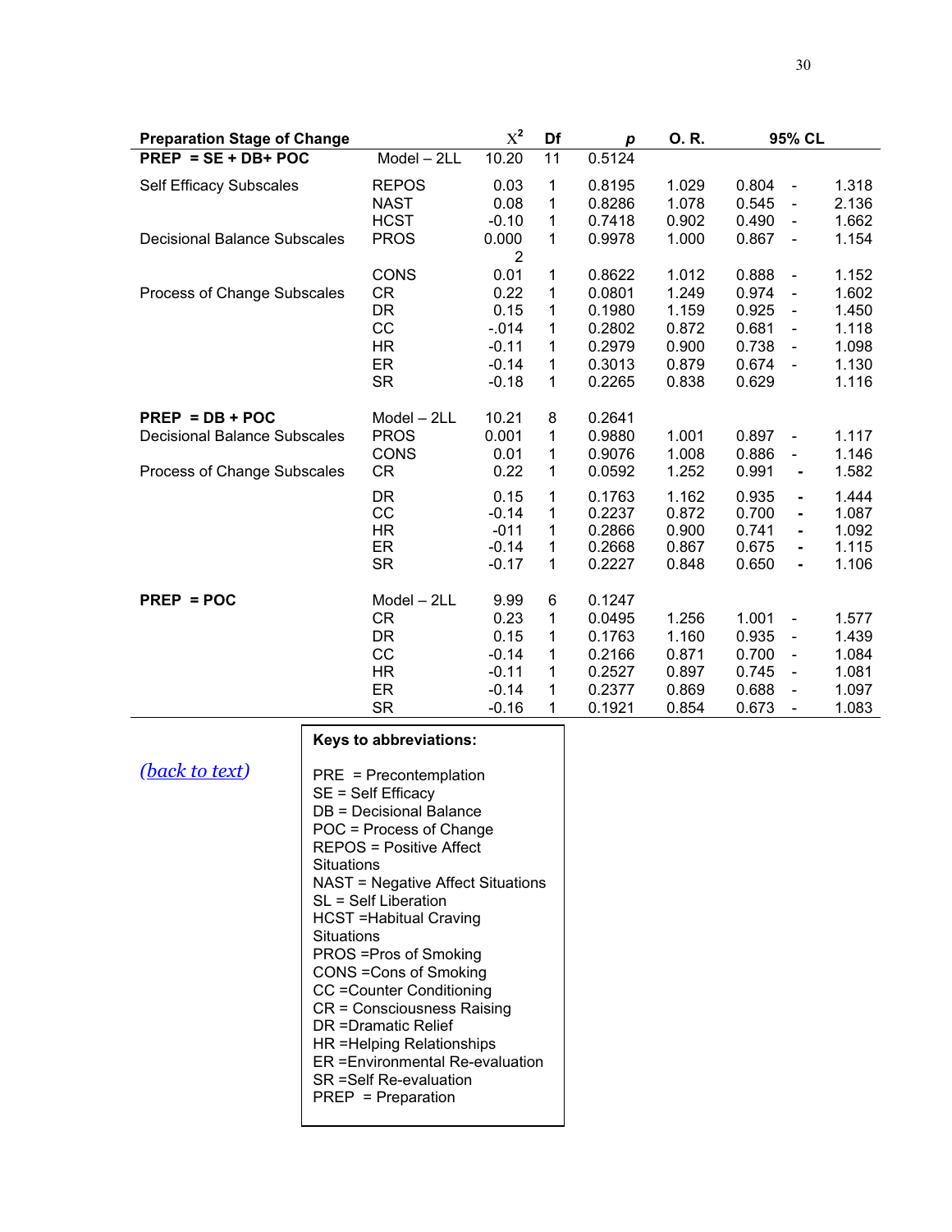| Preparation Stage of Change | | $X^2$ | Df | *p* | O. R. | 95% CL | | |
|---|---|---|---|---|---|---|---|---|
| **PREP = SE + DB+ POC** | Model – 2LL | 10.20 | 11 | 0.5124 | | | | |
| Self Efficacy Subscales | REPOS | 0.03 | 1 | 0.8195 | 1.029 | 0.804 | - | 1.318 |
| | NAST | 0.08 | 1 | 0.8286 | 1.078 | 0.545 | - | 2.136 |
| | HCST | -0.10 | 1 | 0.7418 | 0.902 | 0.490 | - | 1.662 |
| Decisional Balance Subscales | PROS | 0.0002 | 1 | 0.9978 | 1.000 | 0.867 | - | 1.154 |
| | CONS | 0.01 | 1 | 0.8622 | 1.012 | 0.888 | - | 1.152 |
| Process of Change Subscales | CR | 0.22 | 1 | 0.0801 | 1.249 | 0.974 | - | 1.602 |
| | DR | 0.15 | 1 | 0.1980 | 1.159 | 0.925 | - | 1.450 |
| | CC | -.014 | 1 | 0.2802 | 0.872 | 0.681 | - | 1.118 |
| | HR | -0.11 | 1 | 0.2979 | 0.900 | 0.738 | - | 1.098 |
| | ER | -0.14 | 1 | 0.3013 | 0.879 | 0.674 | - | 1.130 |
| | SR | -0.18 | 1 | 0.2265 | 0.838 | 0.629 | | 1.116 |
| **PREP = DB + POC** | Model – 2LL | 10.21 | 8 | 0.2641 | | | | |
| Decisional Balance Subscales | PROS | 0.001 | 1 | 0.9880 | 1.001 | 0.897 | - | 1.117 |
| | CONS | 0.01 | 1 | 0.9076 | 1.008 | 0.886 | - | 1.146 |
| Process of Change Subscales | CR | 0.22 | 1 | 0.0592 | 1.252 | 0.991 | - | 1.582 |
| | DR | 0.15 | 1 | 0.1763 | 1.162 | 0.935 | - | 1.444 |
| | CC | -0.14 | 1 | 0.2237 | 0.872 | 0.700 | - | 1.087 |
| | HR | -011 | 1 | 0.2866 | 0.900 | 0.741 | - | 1.092 |
| | ER | -0.14 | 1 | 0.2668 | 0.867 | 0.675 | - | 1.115 |
| | SR | -0.17 | 1 | 0.2227 | 0.848 | 0.650 | - | 1.106 |
| **PREP = POC** | Model – 2LL | 9.99 | 6 | 0.1247 | | | | |
| | CR | 0.23 | 1 | 0.0495 | 1.256 | 1.001 | - | 1.577 |
| | DR | 0.15 | 1 | 0.1763 | 1.160 | 0.935 | - | 1.439 |
| | CC | -0.14 | 1 | 0.2166 | 0.871 | 0.700 | - | 1.084 |
| | HR | -0.11 | 1 | 0.2527 | 0.897 | 0.745 | - | 1.081 |
| | ER | -0.14 | 1 | 0.2377 | 0.869 | 0.688 | - | 1.097 |
| | SR | -0.16 | 1 | 0.1921 | 0.854 | 0.673 | - | 1.083 |

*(back to text)*

**Keys to abbreviations:**

PRE = Precontemplation
SE = Self Efficacy
DB = Decisional Balance
POC = Process of Change
REPOS = Positive Affect Situations
NAST = Negative Affect Situations
SL = Self Liberation
HCST =Habitual Craving Situations
PROS =Pros of Smoking
CONS =Cons of Smoking
CC =Counter Conditioning
CR = Consciousness Raising
DR =Dramatic Relief
HR =Helping Relationships
ER =Environmental Re-evaluation
SR =Self Re-evaluation
PREP = Preparation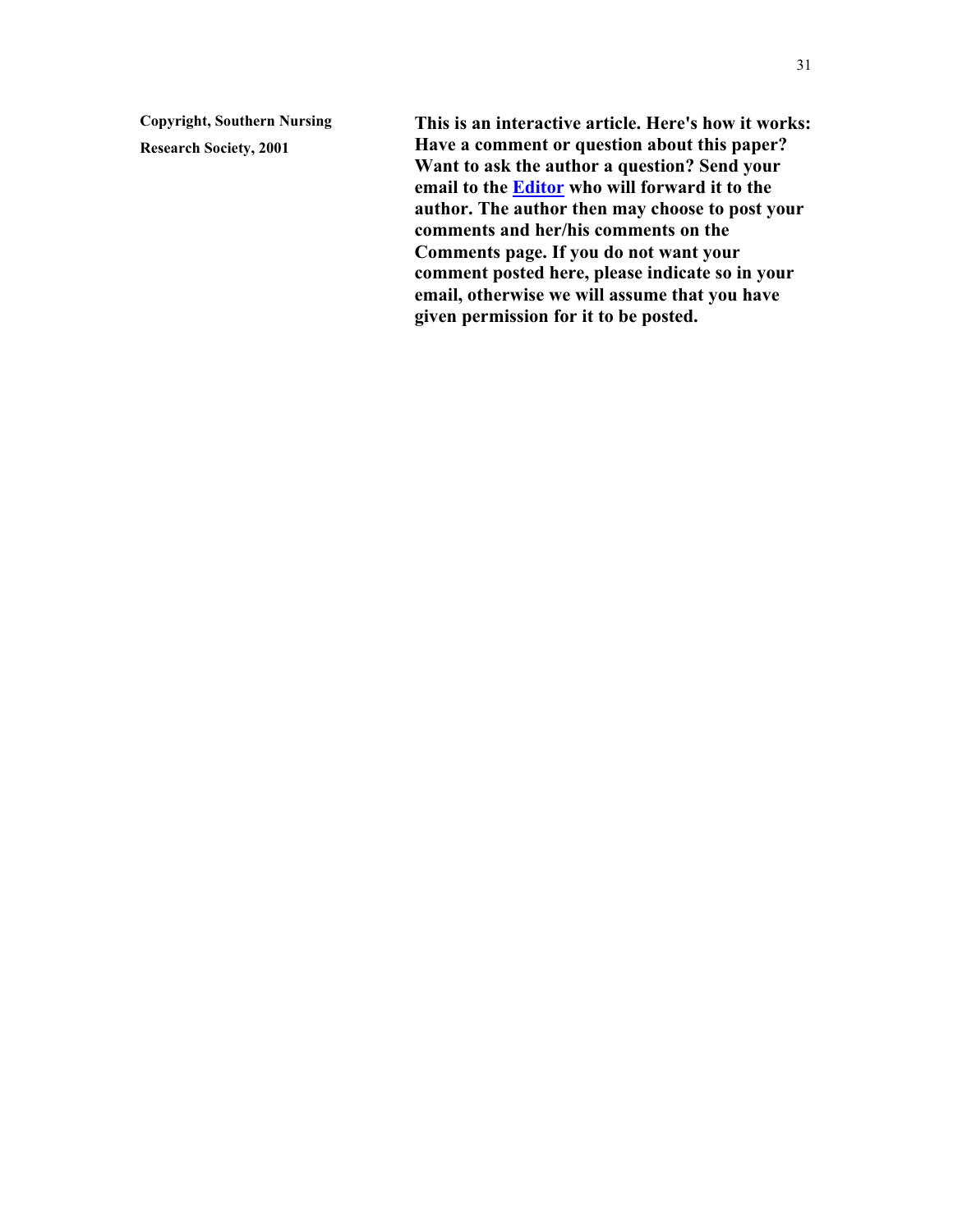**Copyright, Southern Nursing Research Society, 2001**

**This is an interactive article. Here's how it works: Have a comment or question about this paper? Want to ask the author a question? Send your email to the Editor who will forward it to the author. The author then may choose to post your comments and her/his comments on the Comments page. If you do not want your comment posted here, please indicate so in your email, otherwise we will assume that you have given permission for it to be posted.**